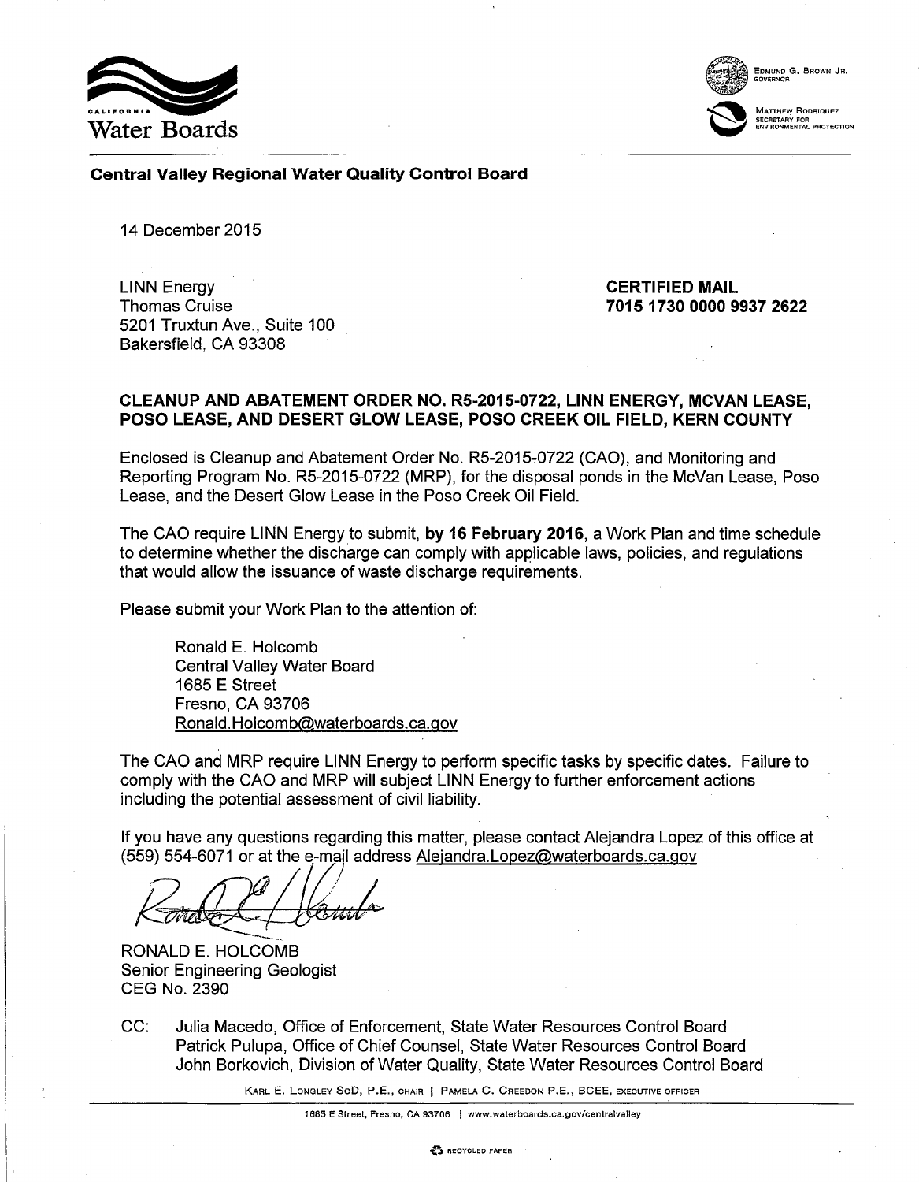California Water Boards

Edmund G. Brown Jr.
Governor

Matthew Rodriquez
Secretary for Environmental Protection

**Central Valley Regional Water Quality Control Board**

14 December 2015

LINN Energy
Thomas Cruise
5201 Truxtun Ave., Suite 100
Bakersfield, CA 93308

**CERTIFIED MAIL**
**7015 1730 0000 9937 2622**

**CLEANUP AND ABATEMENT ORDER NO. R5-2015-0722, LINN ENERGY, MCVAN LEASE, POSO LEASE, AND DESERT GLOW LEASE, POSO CREEK OIL FIELD, KERN COUNTY**

Enclosed is Cleanup and Abatement Order No. R5-2015-0722 (CAO), and Monitoring and Reporting Program No. R5-2015-0722 (MRP), for the disposal ponds in the McVan Lease, Poso Lease, and the Desert Glow Lease in the Poso Creek Oil Field.

The CAO require LINN Energy to submit, **by 16 February 2016**, a Work Plan and time schedule to determine whether the discharge can comply with applicable laws, policies, and regulations that would allow the issuance of waste discharge requirements.

Please submit your Work Plan to the attention of:

Ronald E. Holcomb
Central Valley Water Board
1685 E Street
Fresno, CA 93706
Ronald.Holcomb@waterboards.ca.gov

The CAO and MRP require LINN Energy to perform specific tasks by specific dates. Failure to comply with the CAO and MRP will subject LINN Energy to further enforcement actions including the potential assessment of civil liability.

If you have any questions regarding this matter, please contact Alejandra Lopez of this office at (559) 554-6071 or at the e-mail address Alejandra.Lopez@waterboards.ca.gov

RONALD E. HOLCOMB
Senior Engineering Geologist
CEG No. 2390

CC: Julia Macedo, Office of Enforcement, State Water Resources Control Board
Patrick Pulupa, Office of Chief Counsel, State Water Resources Control Board
John Borkovich, Division of Water Quality, State Water Resources Control Board

Karl E. Longley ScD, P.E., Chair | Pamela C. Creedon P.E., BCEE, Executive Officer

1685 E Street, Fresno, CA 93706 | www.waterboards.ca.gov/centralvalley

Recycled Paper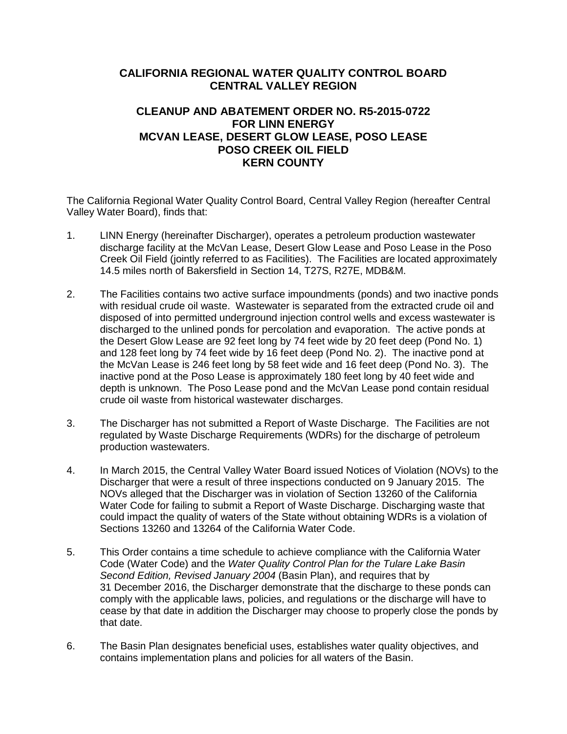# CALIFORNIA REGIONAL WATER QUALITY CONTROL BOARD
# CENTRAL VALLEY REGION

## CLEANUP AND ABATEMENT ORDER NO. R5-2015-0722
## FOR LINN ENERGY
## MCVAN LEASE, DESERT GLOW LEASE, POSO LEASE
## POSO CREEK OIL FIELD
## KERN COUNTY

The California Regional Water Quality Control Board, Central Valley Region (hereafter Central Valley Water Board), finds that:

1. LINN Energy (hereinafter Discharger), operates a petroleum production wastewater discharge facility at the McVan Lease, Desert Glow Lease and Poso Lease in the Poso Creek Oil Field (jointly referred to as Facilities). The Facilities are located approximately 14.5 miles north of Bakersfield in Section 14, T27S, R27E, MDB&M.

2. The Facilities contains two active surface impoundments (ponds) and two inactive ponds with residual crude oil waste. Wastewater is separated from the extracted crude oil and disposed of into permitted underground injection control wells and excess wastewater is discharged to the unlined ponds for percolation and evaporation. The active ponds at the Desert Glow Lease are 92 feet long by 74 feet wide by 20 feet deep (Pond No. 1) and 128 feet long by 74 feet wide by 16 feet deep (Pond No. 2). The inactive pond at the McVan Lease is 246 feet long by 58 feet wide and 16 feet deep (Pond No. 3). The inactive pond at the Poso Lease is approximately 180 feet long by 40 feet wide and depth is unknown. The Poso Lease pond and the McVan Lease pond contain residual crude oil waste from historical wastewater discharges.

3. The Discharger has not submitted a Report of Waste Discharge. The Facilities are not regulated by Waste Discharge Requirements (WDRs) for the discharge of petroleum production wastewaters.

4. In March 2015, the Central Valley Water Board issued Notices of Violation (NOVs) to the Discharger that were a result of three inspections conducted on 9 January 2015. The NOVs alleged that the Discharger was in violation of Section 13260 of the California Water Code for failing to submit a Report of Waste Discharge. Discharging waste that could impact the quality of waters of the State without obtaining WDRs is a violation of Sections 13260 and 13264 of the California Water Code.

5. This Order contains a time schedule to achieve compliance with the California Water Code (Water Code) and the *Water Quality Control Plan for the Tulare Lake Basin Second Edition, Revised January 2004* (Basin Plan), and requires that by 31 December 2016, the Discharger demonstrate that the discharge to these ponds can comply with the applicable laws, policies, and regulations or the discharge will have to cease by that date in addition the Discharger may choose to properly close the ponds by that date.

6. The Basin Plan designates beneficial uses, establishes water quality objectives, and contains implementation plans and policies for all waters of the Basin.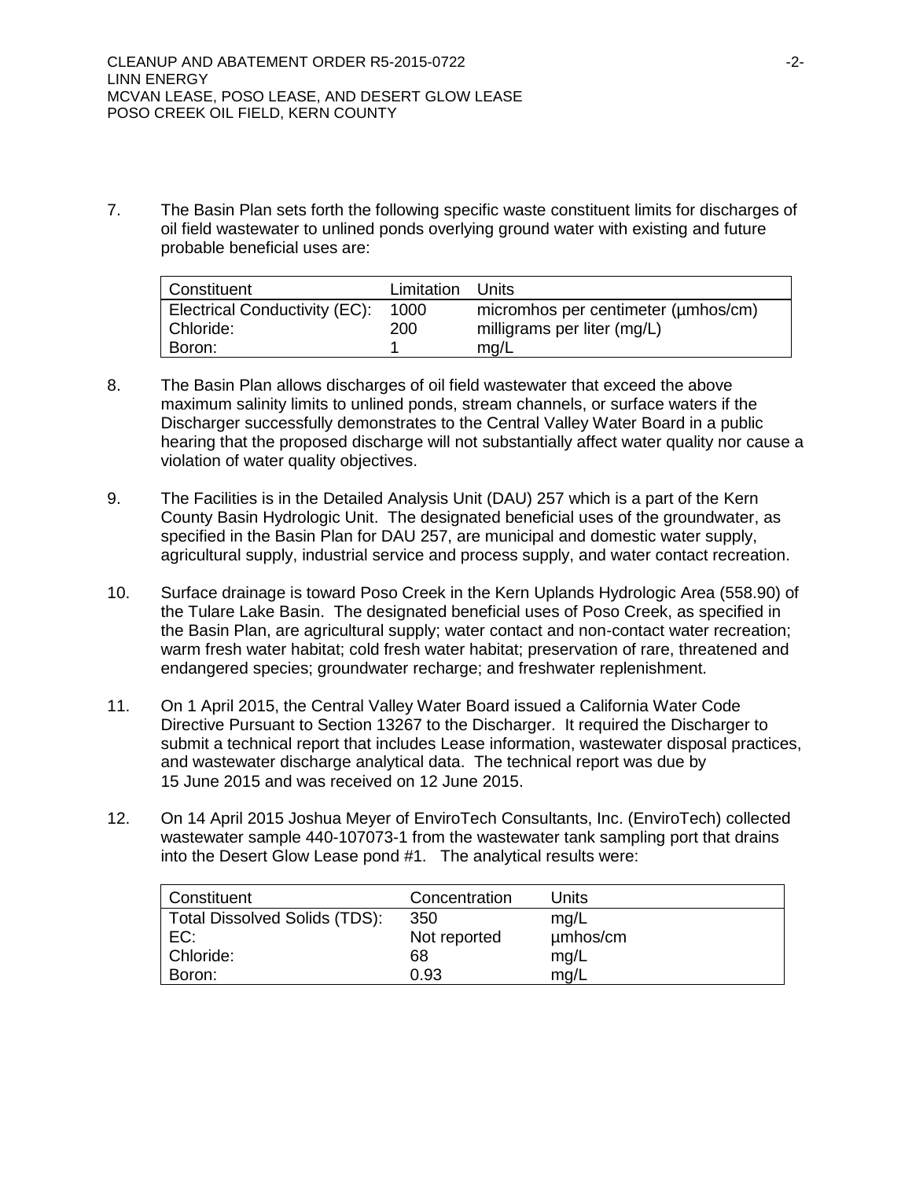7. The Basin Plan sets forth the following specific waste constituent limits for discharges of oil field wastewater to unlined ponds overlying ground water with existing and future probable beneficial uses are:

| Constituent | Limitation | Units |
|---|---|---|
| Electrical Conductivity (EC): | 1000 | micromhos per centimeter (µmhos/cm) |
| Chloride: | 200 | milligrams per liter (mg/L) |
| Boron: | 1 | mg/L |

8. The Basin Plan allows discharges of oil field wastewater that exceed the above maximum salinity limits to unlined ponds, stream channels, or surface waters if the Discharger successfully demonstrates to the Central Valley Water Board in a public hearing that the proposed discharge will not substantially affect water quality nor cause a violation of water quality objectives.

9. The Facilities is in the Detailed Analysis Unit (DAU) 257 which is a part of the Kern County Basin Hydrologic Unit. The designated beneficial uses of the groundwater, as specified in the Basin Plan for DAU 257, are municipal and domestic water supply, agricultural supply, industrial service and process supply, and water contact recreation.

10. Surface drainage is toward Poso Creek in the Kern Uplands Hydrologic Area (558.90) of the Tulare Lake Basin. The designated beneficial uses of Poso Creek, as specified in the Basin Plan, are agricultural supply; water contact and non-contact water recreation; warm fresh water habitat; cold fresh water habitat; preservation of rare, threatened and endangered species; groundwater recharge; and freshwater replenishment.

11. On 1 April 2015, the Central Valley Water Board issued a California Water Code Directive Pursuant to Section 13267 to the Discharger. It required the Discharger to submit a technical report that includes Lease information, wastewater disposal practices, and wastewater discharge analytical data. The technical report was due by 15 June 2015 and was received on 12 June 2015.

12. On 14 April 2015 Joshua Meyer of EnviroTech Consultants, Inc. (EnviroTech) collected wastewater sample 440-107073-1 from the wastewater tank sampling port that drains into the Desert Glow Lease pond #1. The analytical results were:

| Constituent | Concentration | Units |
|---|---|---|
| Total Dissolved Solids (TDS): | 350 | mg/L |
| EC: | Not reported | µmhos/cm |
| Chloride: | 68 | mg/L |
| Boron: | 0.93 | mg/L |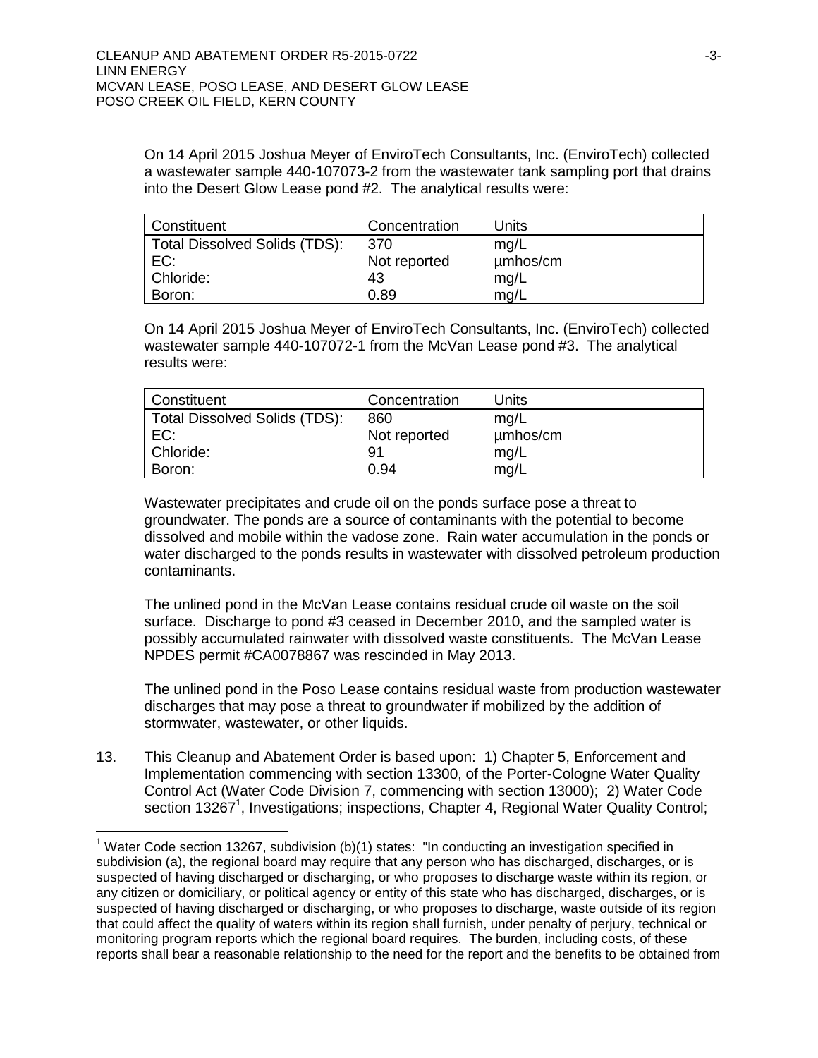On 14 April 2015 Joshua Meyer of EnviroTech Consultants, Inc. (EnviroTech) collected a wastewater sample 440-107073-2 from the wastewater tank sampling port that drains into the Desert Glow Lease pond #2. The analytical results were:

| Constituent | Concentration | Units |
|---|---|---|
| Total Dissolved Solids (TDS): | 370 | mg/L |
| EC: | Not reported | µmhos/cm |
| Chloride: | 43 | mg/L |
| Boron: | 0.89 | mg/L |

On 14 April 2015 Joshua Meyer of EnviroTech Consultants, Inc. (EnviroTech) collected wastewater sample 440-107072-1 from the McVan Lease pond #3. The analytical results were:

| Constituent | Concentration | Units |
|---|---|---|
| Total Dissolved Solids (TDS): | 860 | mg/L |
| EC: | Not reported | µmhos/cm |
| Chloride: | 91 | mg/L |
| Boron: | 0.94 | mg/L |

Wastewater precipitates and crude oil on the ponds surface pose a threat to groundwater. The ponds are a source of contaminants with the potential to become dissolved and mobile within the vadose zone. Rain water accumulation in the ponds or water discharged to the ponds results in wastewater with dissolved petroleum production contaminants.

The unlined pond in the McVan Lease contains residual crude oil waste on the soil surface. Discharge to pond #3 ceased in December 2010, and the sampled water is possibly accumulated rainwater with dissolved waste constituents. The McVan Lease NPDES permit #CA0078867 was rescinded in May 2013.

The unlined pond in the Poso Lease contains residual waste from production wastewater discharges that may pose a threat to groundwater if mobilized by the addition of stormwater, wastewater, or other liquids.

13. This Cleanup and Abatement Order is based upon: 1) Chapter 5, Enforcement and Implementation commencing with section 13300, of the Porter-Cologne Water Quality Control Act (Water Code Division 7, commencing with section 13000); 2) Water Code section 13267[1], Investigations; inspections, Chapter 4, Regional Water Quality Control;

[1] Water Code section 13267, subdivision (b)(1) states: "In conducting an investigation specified in subdivision (a), the regional board may require that any person who has discharged, discharges, or is suspected of having discharged or discharging, or who proposes to discharge waste within its region, or any citizen or domiciliary, or political agency or entity of this state who has discharged, discharges, or is suspected of having discharged or discharging, or who proposes to discharge, waste outside of its region that could affect the quality of waters within its region shall furnish, under penalty of perjury, technical or monitoring program reports which the regional board requires. The burden, including costs, of these reports shall bear a reasonable relationship to the need for the report and the benefits to be obtained from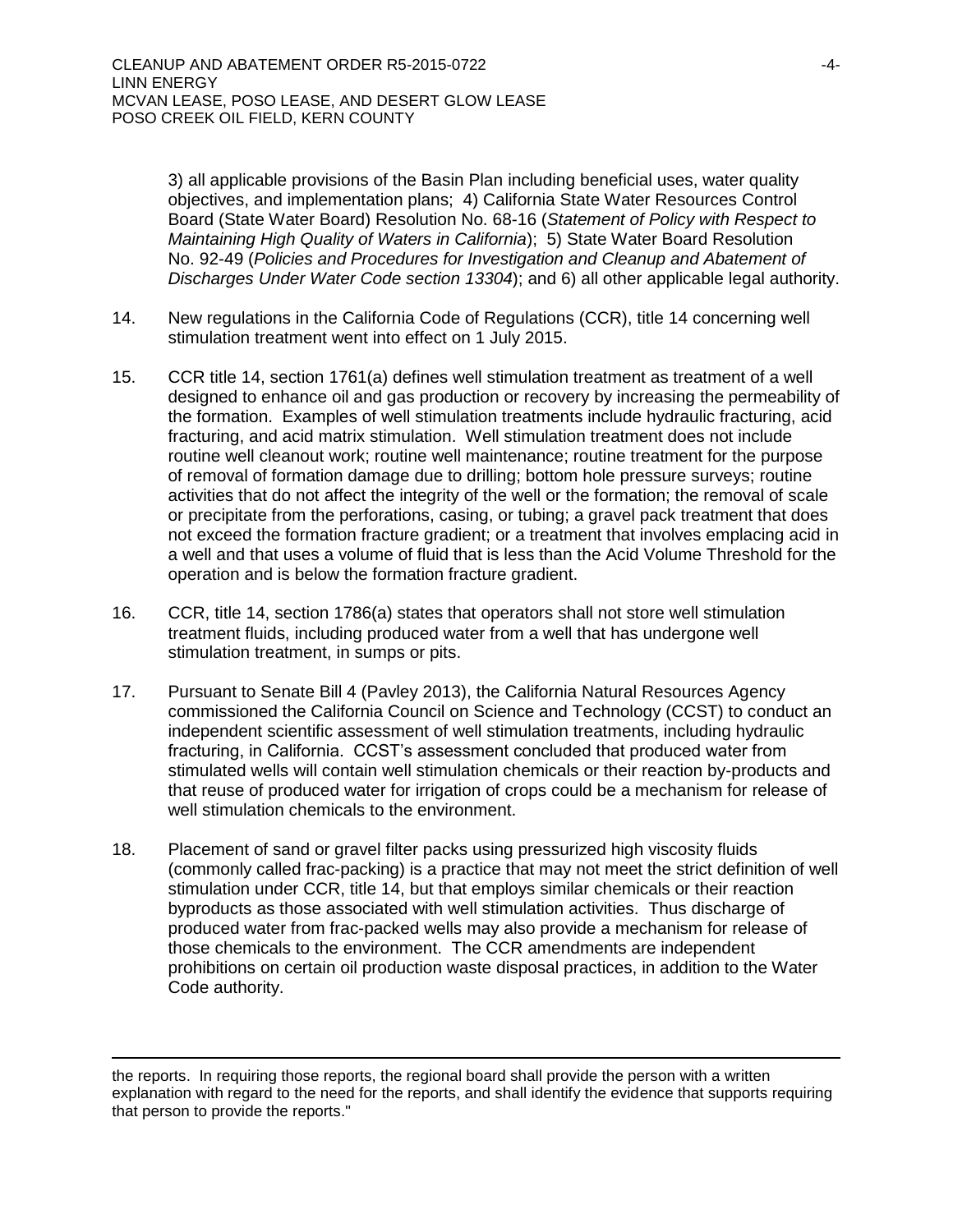3) all applicable provisions of the Basin Plan including beneficial uses, water quality objectives, and implementation plans; 4) California State Water Resources Control Board (State Water Board) Resolution No. 68-16 (*Statement of Policy with Respect to Maintaining High Quality of Waters in California*); 5) State Water Board Resolution No. 92-49 (*Policies and Procedures for Investigation and Cleanup and Abatement of Discharges Under Water Code section 13304*); and 6) all other applicable legal authority.

14. New regulations in the California Code of Regulations (CCR), title 14 concerning well stimulation treatment went into effect on 1 July 2015.

15. CCR title 14, section 1761(a) defines well stimulation treatment as treatment of a well designed to enhance oil and gas production or recovery by increasing the permeability of the formation. Examples of well stimulation treatments include hydraulic fracturing, acid fracturing, and acid matrix stimulation. Well stimulation treatment does not include routine well cleanout work; routine well maintenance; routine treatment for the purpose of removal of formation damage due to drilling; bottom hole pressure surveys; routine activities that do not affect the integrity of the well or the formation; the removal of scale or precipitate from the perforations, casing, or tubing; a gravel pack treatment that does not exceed the formation fracture gradient; or a treatment that involves emplacing acid in a well and that uses a volume of fluid that is less than the Acid Volume Threshold for the operation and is below the formation fracture gradient.

16. CCR, title 14, section 1786(a) states that operators shall not store well stimulation treatment fluids, including produced water from a well that has undergone well stimulation treatment, in sumps or pits.

17. Pursuant to Senate Bill 4 (Pavley 2013), the California Natural Resources Agency commissioned the California Council on Science and Technology (CCST) to conduct an independent scientific assessment of well stimulation treatments, including hydraulic fracturing, in California. CCST's assessment concluded that produced water from stimulated wells will contain well stimulation chemicals or their reaction by-products and that reuse of produced water for irrigation of crops could be a mechanism for release of well stimulation chemicals to the environment.

18. Placement of sand or gravel filter packs using pressurized high viscosity fluids (commonly called frac-packing) is a practice that may not meet the strict definition of well stimulation under CCR, title 14, but that employs similar chemicals or their reaction byproducts as those associated with well stimulation activities. Thus discharge of produced water from frac-packed wells may also provide a mechanism for release of those chemicals to the environment. The CCR amendments are independent prohibitions on certain oil production waste disposal practices, in addition to the Water Code authority.

---

the reports. In requiring those reports, the regional board shall provide the person with a written explanation with regard to the need for the reports, and shall identify the evidence that supports requiring that person to provide the reports."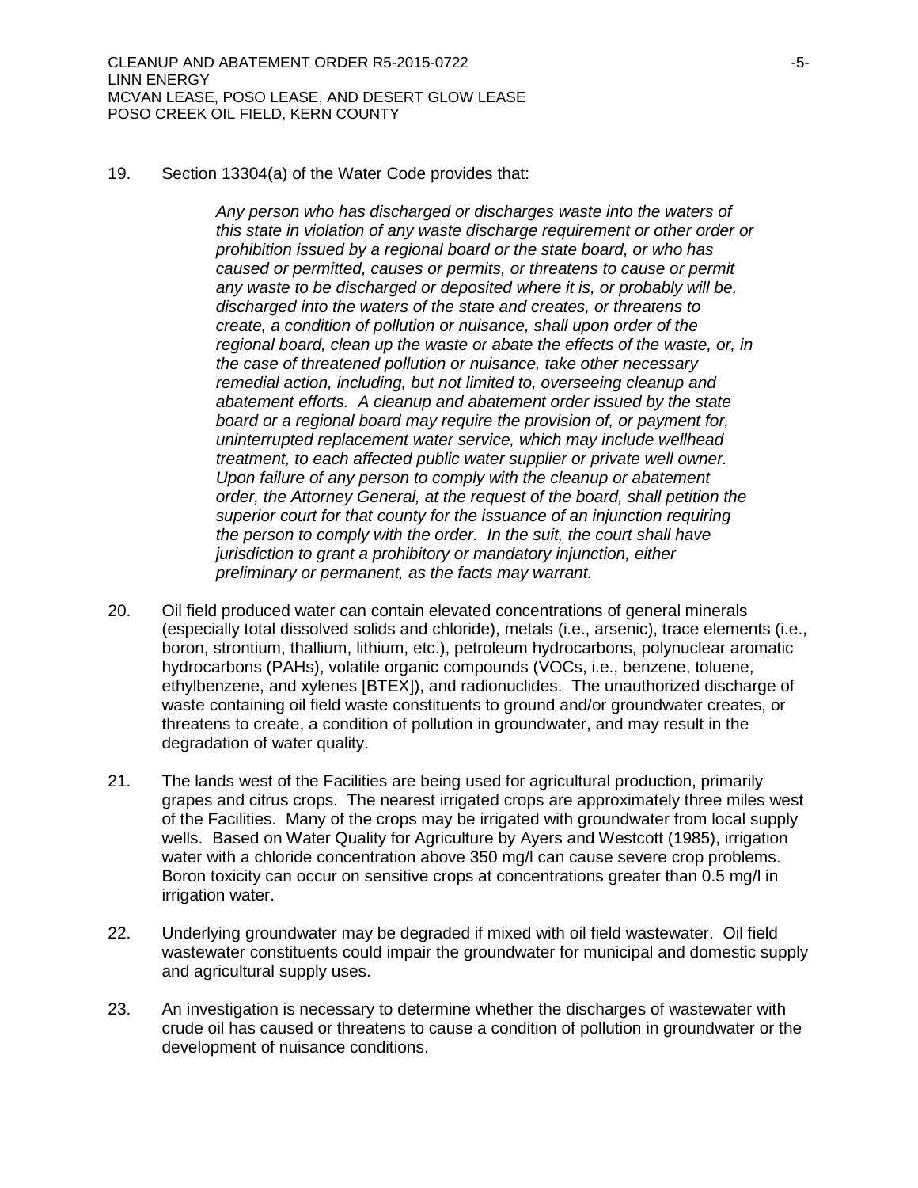19. Section 13304(a) of the Water Code provides that:

> *Any person who has discharged or discharges waste into the waters of this state in violation of any waste discharge requirement or other order or prohibition issued by a regional board or the state board, or who has caused or permitted, causes or permits, or threatens to cause or permit any waste to be discharged or deposited where it is, or probably will be, discharged into the waters of the state and creates, or threatens to create, a condition of pollution or nuisance, shall upon order of the regional board, clean up the waste or abate the effects of the waste, or, in the case of threatened pollution or nuisance, take other necessary remedial action, including, but not limited to, overseeing cleanup and abatement efforts. A cleanup and abatement order issued by the state board or a regional board may require the provision of, or payment for, uninterrupted replacement water service, which may include wellhead treatment, to each affected public water supplier or private well owner. Upon failure of any person to comply with the cleanup or abatement order, the Attorney General, at the request of the board, shall petition the superior court for that county for the issuance of an injunction requiring the person to comply with the order. In the suit, the court shall have jurisdiction to grant a prohibitory or mandatory injunction, either preliminary or permanent, as the facts may warrant.*

20. Oil field produced water can contain elevated concentrations of general minerals (especially total dissolved solids and chloride), metals (i.e., arsenic), trace elements (i.e., boron, strontium, thallium, lithium, etc.), petroleum hydrocarbons, polynuclear aromatic hydrocarbons (PAHs), volatile organic compounds (VOCs, i.e., benzene, toluene, ethylbenzene, and xylenes [BTEX]), and radionuclides. The unauthorized discharge of waste containing oil field waste constituents to ground and/or groundwater creates, or threatens to create, a condition of pollution in groundwater, and may result in the degradation of water quality.

21. The lands west of the Facilities are being used for agricultural production, primarily grapes and citrus crops. The nearest irrigated crops are approximately three miles west of the Facilities. Many of the crops may be irrigated with groundwater from local supply wells. Based on Water Quality for Agriculture by Ayers and Westcott (1985), irrigation water with a chloride concentration above 350 mg/l can cause severe crop problems. Boron toxicity can occur on sensitive crops at concentrations greater than 0.5 mg/l in irrigation water.

22. Underlying groundwater may be degraded if mixed with oil field wastewater. Oil field wastewater constituents could impair the groundwater for municipal and domestic supply and agricultural supply uses.

23. An investigation is necessary to determine whether the discharges of wastewater with crude oil has caused or threatens to cause a condition of pollution in groundwater or the development of nuisance conditions.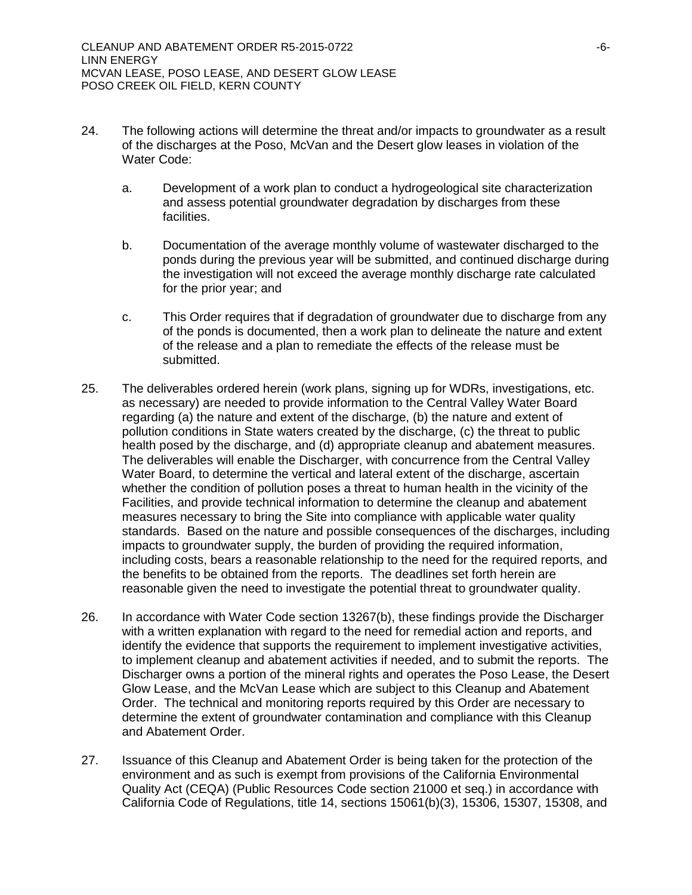24. The following actions will determine the threat and/or impacts to groundwater as a result of the discharges at the Poso, McVan and the Desert glow leases in violation of the Water Code:

    a. Development of a work plan to conduct a hydrogeological site characterization and assess potential groundwater degradation by discharges from these facilities.

    b. Documentation of the average monthly volume of wastewater discharged to the ponds during the previous year will be submitted, and continued discharge during the investigation will not exceed the average monthly discharge rate calculated for the prior year; and

    c. This Order requires that if degradation of groundwater due to discharge from any of the ponds is documented, then a work plan to delineate the nature and extent of the release and a plan to remediate the effects of the release must be submitted.

25. The deliverables ordered herein (work plans, signing up for WDRs, investigations, etc. as necessary) are needed to provide information to the Central Valley Water Board regarding (a) the nature and extent of the discharge, (b) the nature and extent of pollution conditions in State waters created by the discharge, (c) the threat to public health posed by the discharge, and (d) appropriate cleanup and abatement measures. The deliverables will enable the Discharger, with concurrence from the Central Valley Water Board, to determine the vertical and lateral extent of the discharge, ascertain whether the condition of pollution poses a threat to human health in the vicinity of the Facilities, and provide technical information to determine the cleanup and abatement measures necessary to bring the Site into compliance with applicable water quality standards. Based on the nature and possible consequences of the discharges, including impacts to groundwater supply, the burden of providing the required information, including costs, bears a reasonable relationship to the need for the required reports, and the benefits to be obtained from the reports. The deadlines set forth herein are reasonable given the need to investigate the potential threat to groundwater quality.

26. In accordance with Water Code section 13267(b), these findings provide the Discharger with a written explanation with regard to the need for remedial action and reports, and identify the evidence that supports the requirement to implement investigative activities, to implement cleanup and abatement activities if needed, and to submit the reports. The Discharger owns a portion of the mineral rights and operates the Poso Lease, the Desert Glow Lease, and the McVan Lease which are subject to this Cleanup and Abatement Order. The technical and monitoring reports required by this Order are necessary to determine the extent of groundwater contamination and compliance with this Cleanup and Abatement Order.

27. Issuance of this Cleanup and Abatement Order is being taken for the protection of the environment and as such is exempt from provisions of the California Environmental Quality Act (CEQA) (Public Resources Code section 21000 et seq.) in accordance with California Code of Regulations, title 14, sections 15061(b)(3), 15306, 15307, 15308, and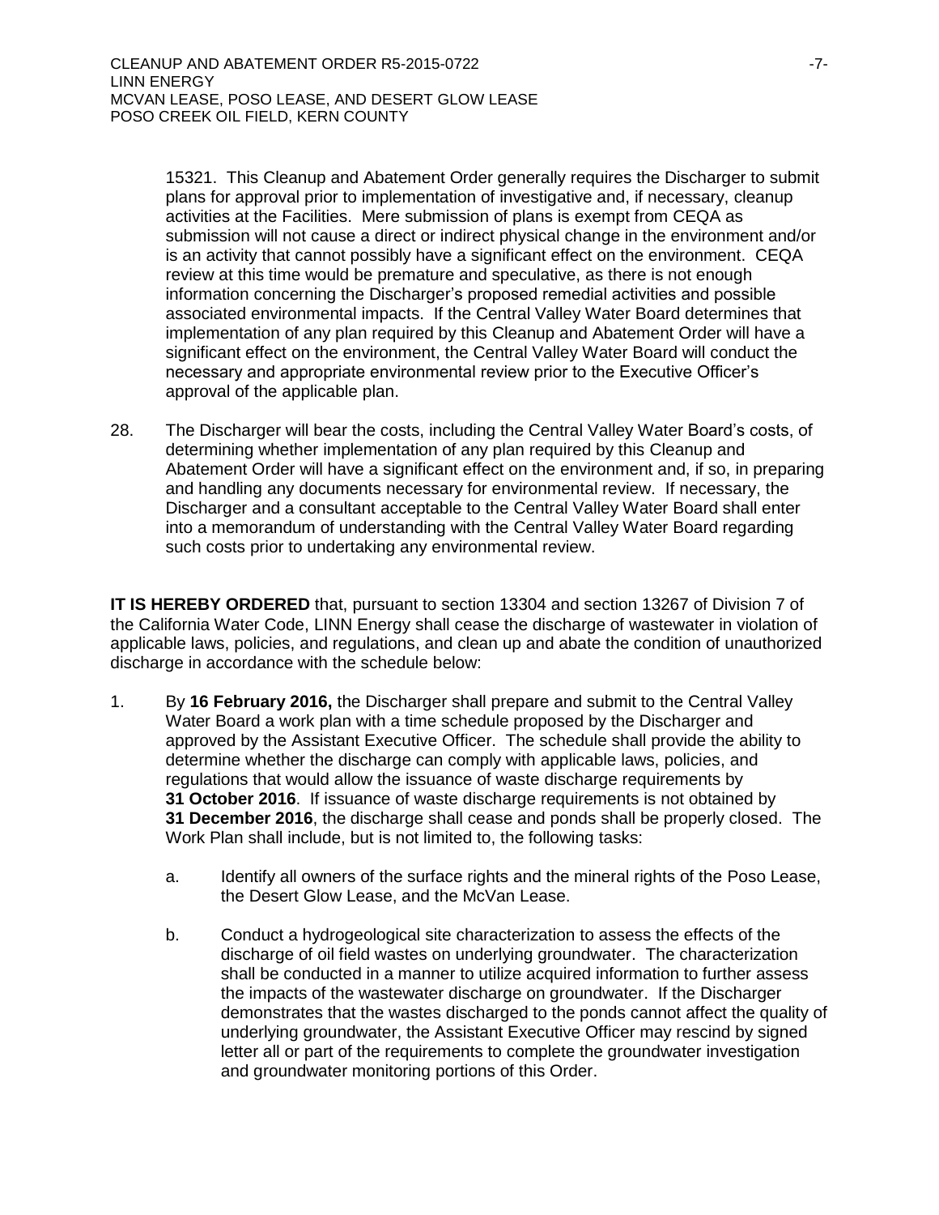15321. This Cleanup and Abatement Order generally requires the Discharger to submit plans for approval prior to implementation of investigative and, if necessary, cleanup activities at the Facilities. Mere submission of plans is exempt from CEQA as submission will not cause a direct or indirect physical change in the environment and/or is an activity that cannot possibly have a significant effect on the environment. CEQA review at this time would be premature and speculative, as there is not enough information concerning the Discharger's proposed remedial activities and possible associated environmental impacts. If the Central Valley Water Board determines that implementation of any plan required by this Cleanup and Abatement Order will have a significant effect on the environment, the Central Valley Water Board will conduct the necessary and appropriate environmental review prior to the Executive Officer's approval of the applicable plan.

28. The Discharger will bear the costs, including the Central Valley Water Board's costs, of determining whether implementation of any plan required by this Cleanup and Abatement Order will have a significant effect on the environment and, if so, in preparing and handling any documents necessary for environmental review. If necessary, the Discharger and a consultant acceptable to the Central Valley Water Board shall enter into a memorandum of understanding with the Central Valley Water Board regarding such costs prior to undertaking any environmental review.

**IT IS HEREBY ORDERED** that, pursuant to section 13304 and section 13267 of Division 7 of the California Water Code, LINN Energy shall cease the discharge of wastewater in violation of applicable laws, policies, and regulations, and clean up and abate the condition of unauthorized discharge in accordance with the schedule below:

1. By **16 February 2016,** the Discharger shall prepare and submit to the Central Valley Water Board a work plan with a time schedule proposed by the Discharger and approved by the Assistant Executive Officer. The schedule shall provide the ability to determine whether the discharge can comply with applicable laws, policies, and regulations that would allow the issuance of waste discharge requirements by **31 October 2016**. If issuance of waste discharge requirements is not obtained by **31 December 2016**, the discharge shall cease and ponds shall be properly closed. The Work Plan shall include, but is not limited to, the following tasks:

   a. Identify all owners of the surface rights and the mineral rights of the Poso Lease, the Desert Glow Lease, and the McVan Lease.

   b. Conduct a hydrogeological site characterization to assess the effects of the discharge of oil field wastes on underlying groundwater. The characterization shall be conducted in a manner to utilize acquired information to further assess the impacts of the wastewater discharge on groundwater. If the Discharger demonstrates that the wastes discharged to the ponds cannot affect the quality of underlying groundwater, the Assistant Executive Officer may rescind by signed letter all or part of the requirements to complete the groundwater investigation and groundwater monitoring portions of this Order.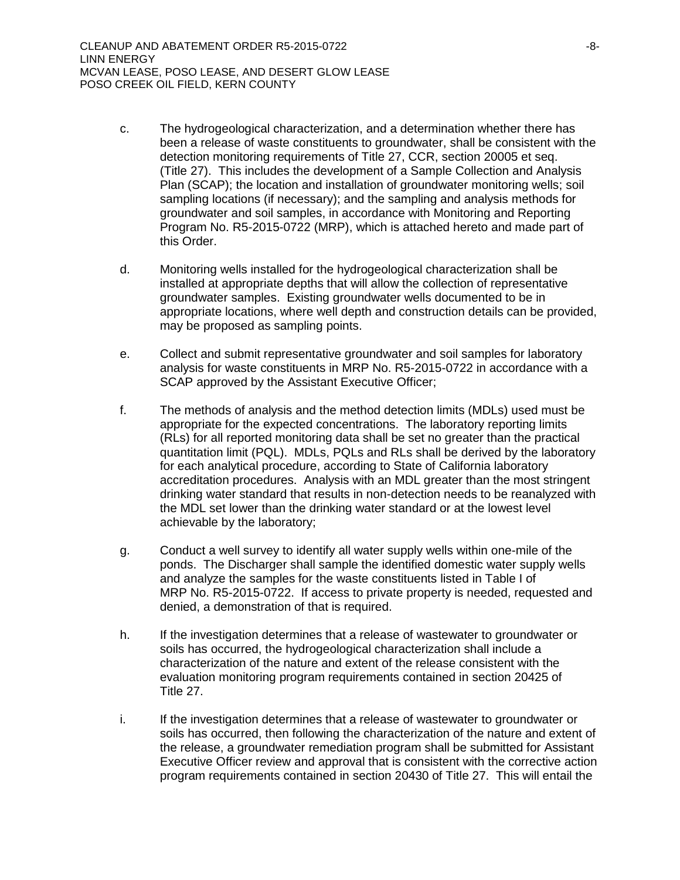c. The hydrogeological characterization, and a determination whether there has been a release of waste constituents to groundwater, shall be consistent with the detection monitoring requirements of Title 27, CCR, section 20005 et seq. (Title 27). This includes the development of a Sample Collection and Analysis Plan (SCAP); the location and installation of groundwater monitoring wells; soil sampling locations (if necessary); and the sampling and analysis methods for groundwater and soil samples, in accordance with Monitoring and Reporting Program No. R5-2015-0722 (MRP), which is attached hereto and made part of this Order.

d. Monitoring wells installed for the hydrogeological characterization shall be installed at appropriate depths that will allow the collection of representative groundwater samples. Existing groundwater wells documented to be in appropriate locations, where well depth and construction details can be provided, may be proposed as sampling points.

e. Collect and submit representative groundwater and soil samples for laboratory analysis for waste constituents in MRP No. R5-2015-0722 in accordance with a SCAP approved by the Assistant Executive Officer;

f. The methods of analysis and the method detection limits (MDLs) used must be appropriate for the expected concentrations. The laboratory reporting limits (RLs) for all reported monitoring data shall be set no greater than the practical quantitation limit (PQL). MDLs, PQLs and RLs shall be derived by the laboratory for each analytical procedure, according to State of California laboratory accreditation procedures. Analysis with an MDL greater than the most stringent drinking water standard that results in non-detection needs to be reanalyzed with the MDL set lower than the drinking water standard or at the lowest level achievable by the laboratory;

g. Conduct a well survey to identify all water supply wells within one-mile of the ponds. The Discharger shall sample the identified domestic water supply wells and analyze the samples for the waste constituents listed in Table I of MRP No. R5-2015-0722. If access to private property is needed, requested and denied, a demonstration of that is required.

h. If the investigation determines that a release of wastewater to groundwater or soils has occurred, the hydrogeological characterization shall include a characterization of the nature and extent of the release consistent with the evaluation monitoring program requirements contained in section 20425 of Title 27.

i. If the investigation determines that a release of wastewater to groundwater or soils has occurred, then following the characterization of the nature and extent of the release, a groundwater remediation program shall be submitted for Assistant Executive Officer review and approval that is consistent with the corrective action program requirements contained in section 20430 of Title 27. This will entail the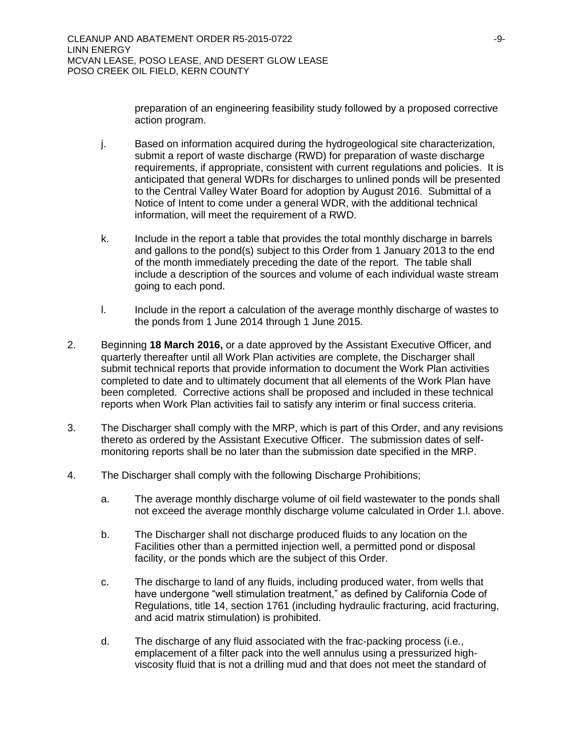preparation of an engineering feasibility study followed by a proposed corrective action program.

j. Based on information acquired during the hydrogeological site characterization, submit a report of waste discharge (RWD) for preparation of waste discharge requirements, if appropriate, consistent with current regulations and policies. It is anticipated that general WDRs for discharges to unlined ponds will be presented to the Central Valley Water Board for adoption by August 2016. Submittal of a Notice of Intent to come under a general WDR, with the additional technical information, will meet the requirement of a RWD.

k. Include in the report a table that provides the total monthly discharge in barrels and gallons to the pond(s) subject to this Order from 1 January 2013 to the end of the month immediately preceding the date of the report. The table shall include a description of the sources and volume of each individual waste stream going to each pond.

l. Include in the report a calculation of the average monthly discharge of wastes to the ponds from 1 June 2014 through 1 June 2015.

2. Beginning **18 March 2016,** or a date approved by the Assistant Executive Officer, and quarterly thereafter until all Work Plan activities are complete, the Discharger shall submit technical reports that provide information to document the Work Plan activities completed to date and to ultimately document that all elements of the Work Plan have been completed. Corrective actions shall be proposed and included in these technical reports when Work Plan activities fail to satisfy any interim or final success criteria.

3. The Discharger shall comply with the MRP, which is part of this Order, and any revisions thereto as ordered by the Assistant Executive Officer. The submission dates of self-monitoring reports shall be no later than the submission date specified in the MRP.

4. The Discharger shall comply with the following Discharge Prohibitions;

   a. The average monthly discharge volume of oil field wastewater to the ponds shall not exceed the average monthly discharge volume calculated in Order 1.l. above.

   b. The Discharger shall not discharge produced fluids to any location on the Facilities other than a permitted injection well, a permitted pond or disposal facility, or the ponds which are the subject of this Order.

   c. The discharge to land of any fluids, including produced water, from wells that have undergone "well stimulation treatment," as defined by California Code of Regulations, title 14, section 1761 (including hydraulic fracturing, acid fracturing, and acid matrix stimulation) is prohibited.

   d. The discharge of any fluid associated with the frac-packing process (i.e., emplacement of a filter pack into the well annulus using a pressurized high-viscosity fluid that is not a drilling mud and that does not meet the standard of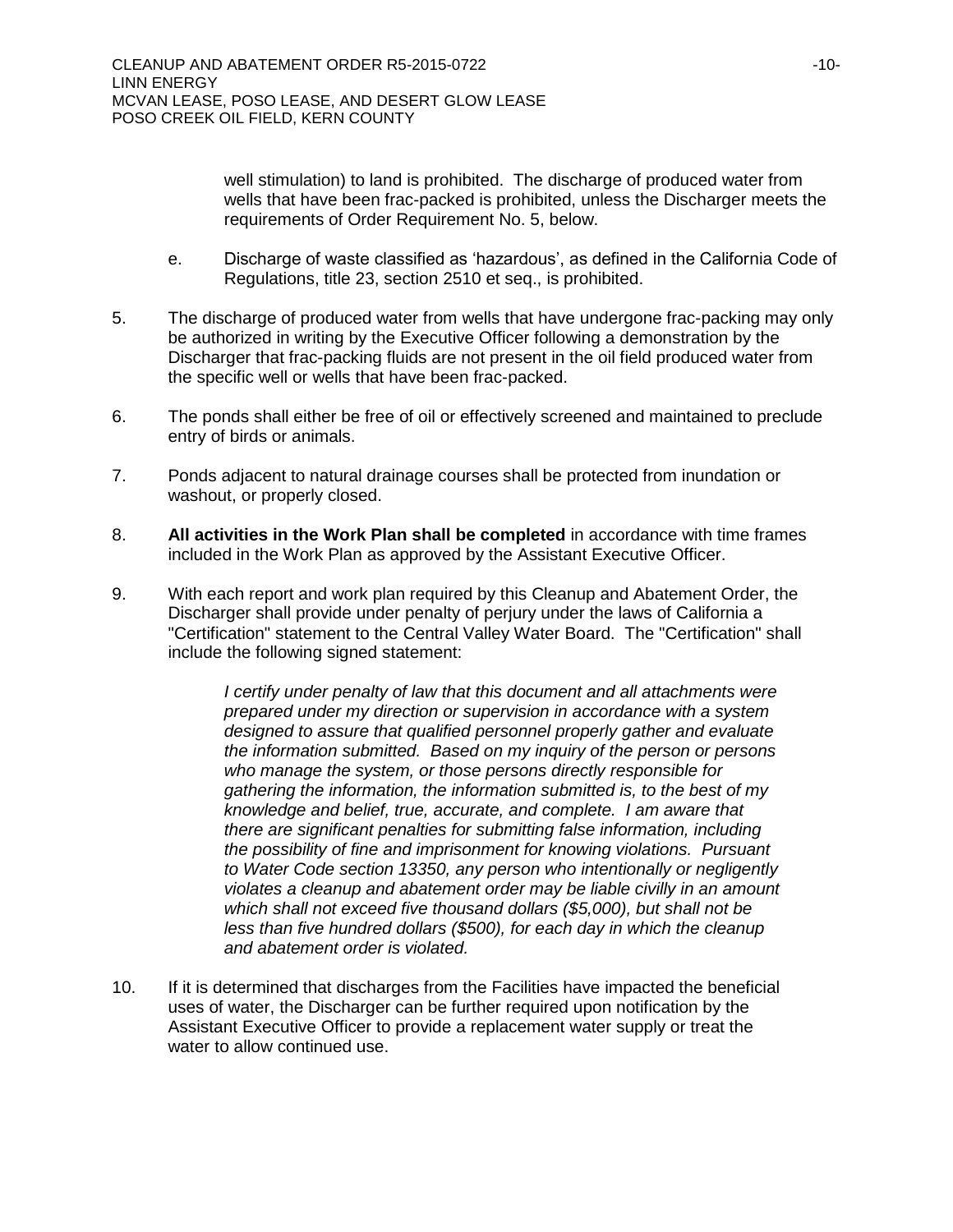well stimulation) to land is prohibited. The discharge of produced water from wells that have been frac-packed is prohibited, unless the Discharger meets the requirements of Order Requirement No. 5, below.

e. Discharge of waste classified as 'hazardous', as defined in the California Code of Regulations, title 23, section 2510 et seq., is prohibited.

5. The discharge of produced water from wells that have undergone frac-packing may only be authorized in writing by the Executive Officer following a demonstration by the Discharger that frac-packing fluids are not present in the oil field produced water from the specific well or wells that have been frac-packed.

6. The ponds shall either be free of oil or effectively screened and maintained to preclude entry of birds or animals.

7. Ponds adjacent to natural drainage courses shall be protected from inundation or washout, or properly closed.

8. **All activities in the Work Plan shall be completed** in accordance with time frames included in the Work Plan as approved by the Assistant Executive Officer.

9. With each report and work plan required by this Cleanup and Abatement Order, the Discharger shall provide under penalty of perjury under the laws of California a "Certification" statement to the Central Valley Water Board. The "Certification" shall include the following signed statement:

   *I certify under penalty of law that this document and all attachments were prepared under my direction or supervision in accordance with a system designed to assure that qualified personnel properly gather and evaluate the information submitted. Based on my inquiry of the person or persons who manage the system, or those persons directly responsible for gathering the information, the information submitted is, to the best of my knowledge and belief, true, accurate, and complete. I am aware that there are significant penalties for submitting false information, including the possibility of fine and imprisonment for knowing violations. Pursuant to Water Code section 13350, any person who intentionally or negligently violates a cleanup and abatement order may be liable civilly in an amount which shall not exceed five thousand dollars ($5,000), but shall not be less than five hundred dollars ($500), for each day in which the cleanup and abatement order is violated.*

10. If it is determined that discharges from the Facilities have impacted the beneficial uses of water, the Discharger can be further required upon notification by the Assistant Executive Officer to provide a replacement water supply or treat the water to allow continued use.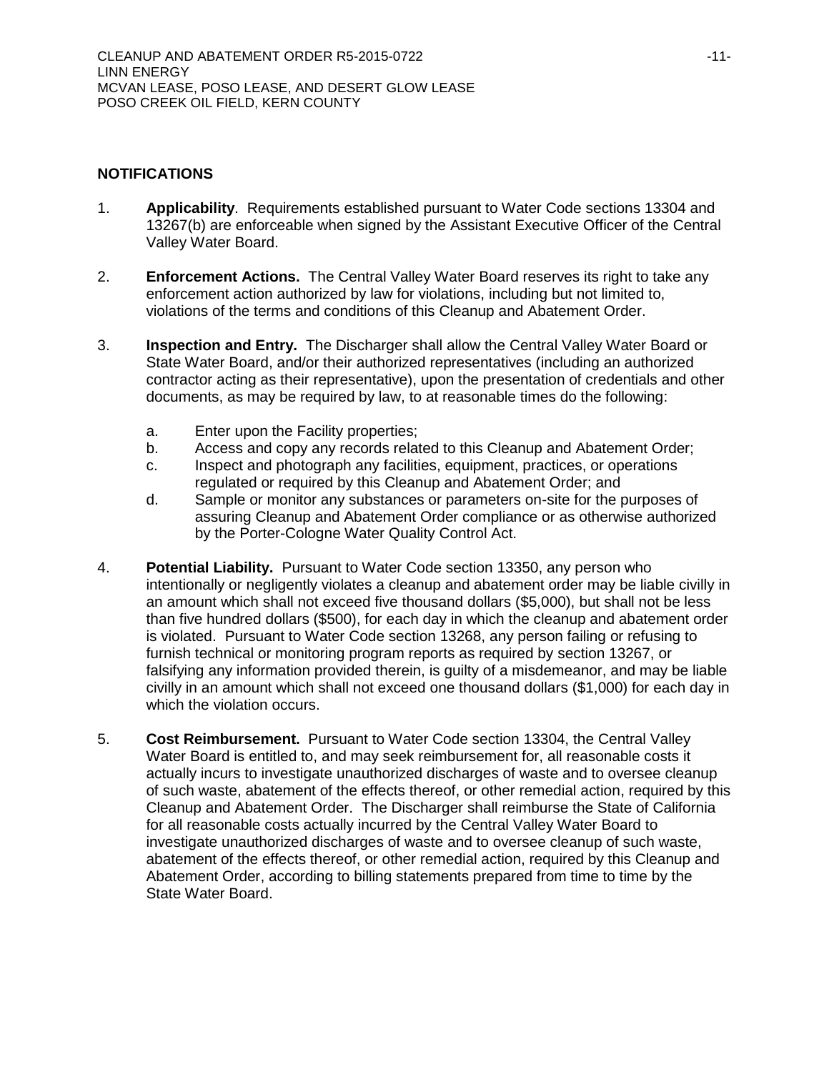## NOTIFICATIONS

1. **Applicability**. Requirements established pursuant to Water Code sections 13304 and 13267(b) are enforceable when signed by the Assistant Executive Officer of the Central Valley Water Board.

2. **Enforcement Actions.** The Central Valley Water Board reserves its right to take any enforcement action authorized by law for violations, including but not limited to, violations of the terms and conditions of this Cleanup and Abatement Order.

3. **Inspection and Entry.** The Discharger shall allow the Central Valley Water Board or State Water Board, and/or their authorized representatives (including an authorized contractor acting as their representative), upon the presentation of credentials and other documents, as may be required by law, to at reasonable times do the following:

   a. Enter upon the Facility properties;
   b. Access and copy any records related to this Cleanup and Abatement Order;
   c. Inspect and photograph any facilities, equipment, practices, or operations regulated or required by this Cleanup and Abatement Order; and
   d. Sample or monitor any substances or parameters on-site for the purposes of assuring Cleanup and Abatement Order compliance or as otherwise authorized by the Porter-Cologne Water Quality Control Act.

4. **Potential Liability.** Pursuant to Water Code section 13350, any person who intentionally or negligently violates a cleanup and abatement order may be liable civilly in an amount which shall not exceed five thousand dollars ($5,000), but shall not be less than five hundred dollars ($500), for each day in which the cleanup and abatement order is violated. Pursuant to Water Code section 13268, any person failing or refusing to furnish technical or monitoring program reports as required by section 13267, or falsifying any information provided therein, is guilty of a misdemeanor, and may be liable civilly in an amount which shall not exceed one thousand dollars ($1,000) for each day in which the violation occurs.

5. **Cost Reimbursement.** Pursuant to Water Code section 13304, the Central Valley Water Board is entitled to, and may seek reimbursement for, all reasonable costs it actually incurs to investigate unauthorized discharges of waste and to oversee cleanup of such waste, abatement of the effects thereof, or other remedial action, required by this Cleanup and Abatement Order. The Discharger shall reimburse the State of California for all reasonable costs actually incurred by the Central Valley Water Board to investigate unauthorized discharges of waste and to oversee cleanup of such waste, abatement of the effects thereof, or other remedial action, required by this Cleanup and Abatement Order, according to billing statements prepared from time to time by the State Water Board.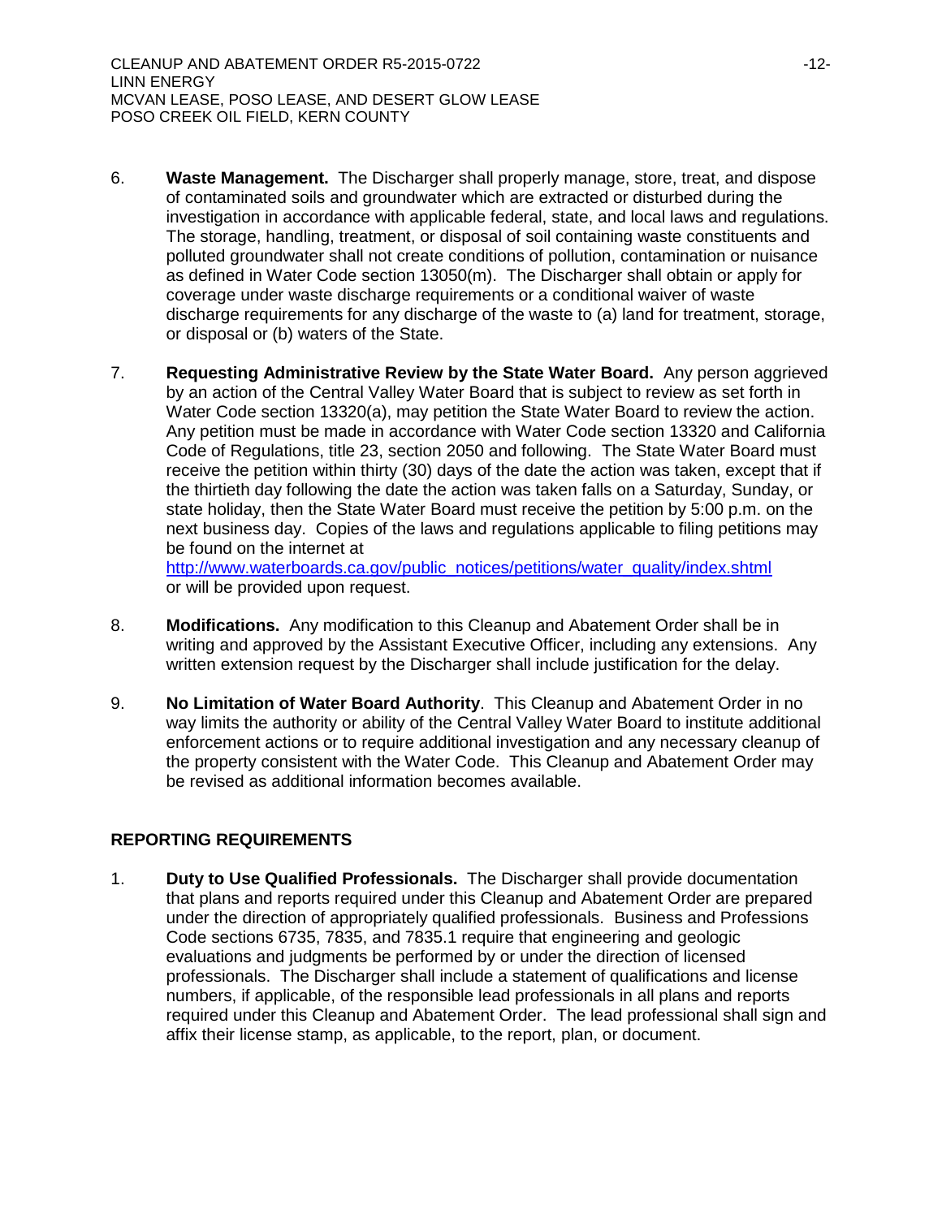6. **Waste Management.** The Discharger shall properly manage, store, treat, and dispose of contaminated soils and groundwater which are extracted or disturbed during the investigation in accordance with applicable federal, state, and local laws and regulations. The storage, handling, treatment, or disposal of soil containing waste constituents and polluted groundwater shall not create conditions of pollution, contamination or nuisance as defined in Water Code section 13050(m). The Discharger shall obtain or apply for coverage under waste discharge requirements or a conditional waiver of waste discharge requirements for any discharge of the waste to (a) land for treatment, storage, or disposal or (b) waters of the State.

7. **Requesting Administrative Review by the State Water Board.** Any person aggrieved by an action of the Central Valley Water Board that is subject to review as set forth in Water Code section 13320(a), may petition the State Water Board to review the action. Any petition must be made in accordance with Water Code section 13320 and California Code of Regulations, title 23, section 2050 and following. The State Water Board must receive the petition within thirty (30) days of the date the action was taken, except that if the thirtieth day following the date the action was taken falls on a Saturday, Sunday, or state holiday, then the State Water Board must receive the petition by 5:00 p.m. on the next business day. Copies of the laws and regulations applicable to filing petitions may be found on the internet at http://www.waterboards.ca.gov/public_notices/petitions/water_quality/index.shtml or will be provided upon request.

8. **Modifications.** Any modification to this Cleanup and Abatement Order shall be in writing and approved by the Assistant Executive Officer, including any extensions. Any written extension request by the Discharger shall include justification for the delay.

9. **No Limitation of Water Board Authority**. This Cleanup and Abatement Order in no way limits the authority or ability of the Central Valley Water Board to institute additional enforcement actions or to require additional investigation and any necessary cleanup of the property consistent with the Water Code. This Cleanup and Abatement Order may be revised as additional information becomes available.

## REPORTING REQUIREMENTS

1. **Duty to Use Qualified Professionals.** The Discharger shall provide documentation that plans and reports required under this Cleanup and Abatement Order are prepared under the direction of appropriately qualified professionals. Business and Professions Code sections 6735, 7835, and 7835.1 require that engineering and geologic evaluations and judgments be performed by or under the direction of licensed professionals. The Discharger shall include a statement of qualifications and license numbers, if applicable, of the responsible lead professionals in all plans and reports required under this Cleanup and Abatement Order. The lead professional shall sign and affix their license stamp, as applicable, to the report, plan, or document.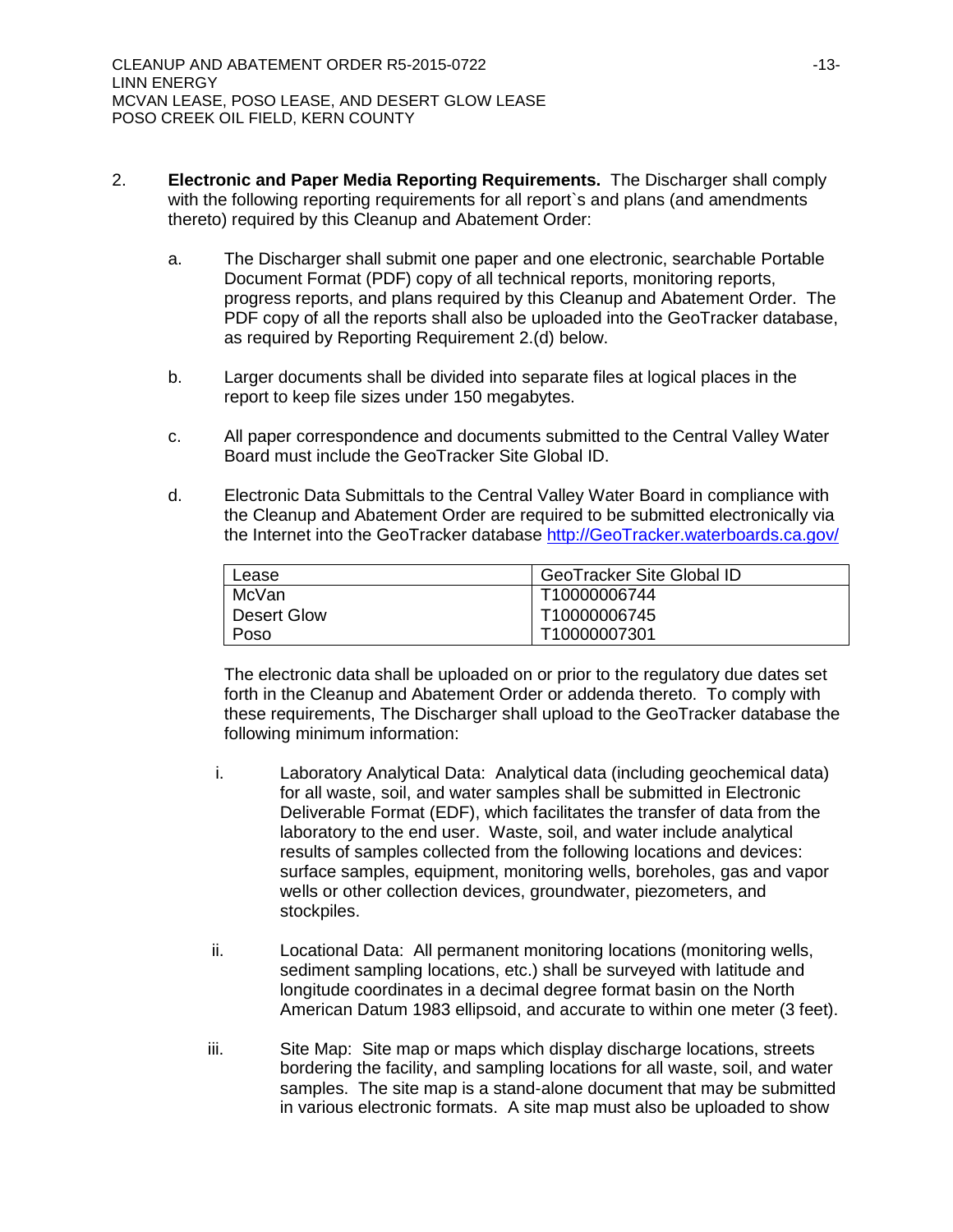2. **Electronic and Paper Media Reporting Requirements.** The Discharger shall comply with the following reporting requirements for all report`s and plans (and amendments thereto) required by this Cleanup and Abatement Order:

   a. The Discharger shall submit one paper and one electronic, searchable Portable Document Format (PDF) copy of all technical reports, monitoring reports, progress reports, and plans required by this Cleanup and Abatement Order. The PDF copy of all the reports shall also be uploaded into the GeoTracker database, as required by Reporting Requirement 2.(d) below.

   b. Larger documents shall be divided into separate files at logical places in the report to keep file sizes under 150 megabytes.

   c. All paper correspondence and documents submitted to the Central Valley Water Board must include the GeoTracker Site Global ID.

   d. Electronic Data Submittals to the Central Valley Water Board in compliance with the Cleanup and Abatement Order are required to be submitted electronically via the Internet into the GeoTracker database http://GeoTracker.waterboards.ca.gov/

| Lease | GeoTracker Site Global ID |
|---|---|
| McVan | T10000006744 |
| Desert Glow | T10000006745 |
| Poso | T10000007301 |

   The electronic data shall be uploaded on or prior to the regulatory due dates set forth in the Cleanup and Abatement Order or addenda thereto. To comply with these requirements, The Discharger shall upload to the GeoTracker database the following minimum information:

      i. Laboratory Analytical Data: Analytical data (including geochemical data) for all waste, soil, and water samples shall be submitted in Electronic Deliverable Format (EDF), which facilitates the transfer of data from the laboratory to the end user. Waste, soil, and water include analytical results of samples collected from the following locations and devices: surface samples, equipment, monitoring wells, boreholes, gas and vapor wells or other collection devices, groundwater, piezometers, and stockpiles.

      ii. Locational Data: All permanent monitoring locations (monitoring wells, sediment sampling locations, etc.) shall be surveyed with latitude and longitude coordinates in a decimal degree format basin on the North American Datum 1983 ellipsoid, and accurate to within one meter (3 feet).

      iii. Site Map: Site map or maps which display discharge locations, streets bordering the facility, and sampling locations for all waste, soil, and water samples. The site map is a stand-alone document that may be submitted in various electronic formats. A site map must also be uploaded to show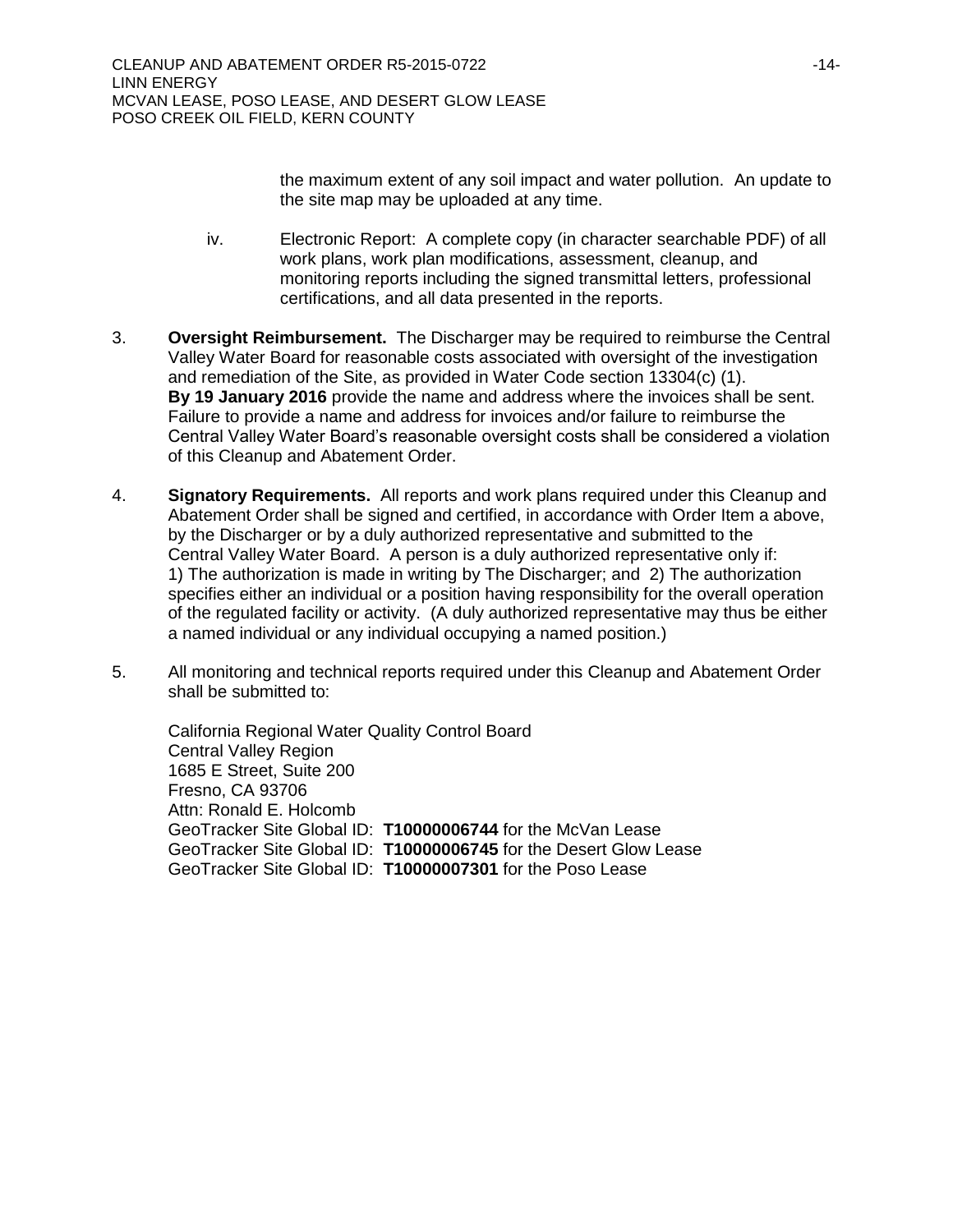the maximum extent of any soil impact and water pollution. An update to the site map may be uploaded at any time.

iv. Electronic Report: A complete copy (in character searchable PDF) of all work plans, work plan modifications, assessment, cleanup, and monitoring reports including the signed transmittal letters, professional certifications, and all data presented in the reports.

3. **Oversight Reimbursement.** The Discharger may be required to reimburse the Central Valley Water Board for reasonable costs associated with oversight of the investigation and remediation of the Site, as provided in Water Code section 13304(c) (1). **By 19 January 2016** provide the name and address where the invoices shall be sent. Failure to provide a name and address for invoices and/or failure to reimburse the Central Valley Water Board's reasonable oversight costs shall be considered a violation of this Cleanup and Abatement Order.

4. **Signatory Requirements.** All reports and work plans required under this Cleanup and Abatement Order shall be signed and certified, in accordance with Order Item a above, by the Discharger or by a duly authorized representative and submitted to the Central Valley Water Board. A person is a duly authorized representative only if: 1) The authorization is made in writing by The Discharger; and 2) The authorization specifies either an individual or a position having responsibility for the overall operation of the regulated facility or activity. (A duly authorized representative may thus be either a named individual or any individual occupying a named position.)

5. All monitoring and technical reports required under this Cleanup and Abatement Order shall be submitted to:

   California Regional Water Quality Control Board
   Central Valley Region
   1685 E Street, Suite 200
   Fresno, CA 93706
   Attn: Ronald E. Holcomb
   GeoTracker Site Global ID: **T10000006744** for the McVan Lease
   GeoTracker Site Global ID: **T10000006745** for the Desert Glow Lease
   GeoTracker Site Global ID: **T10000007301** for the Poso Lease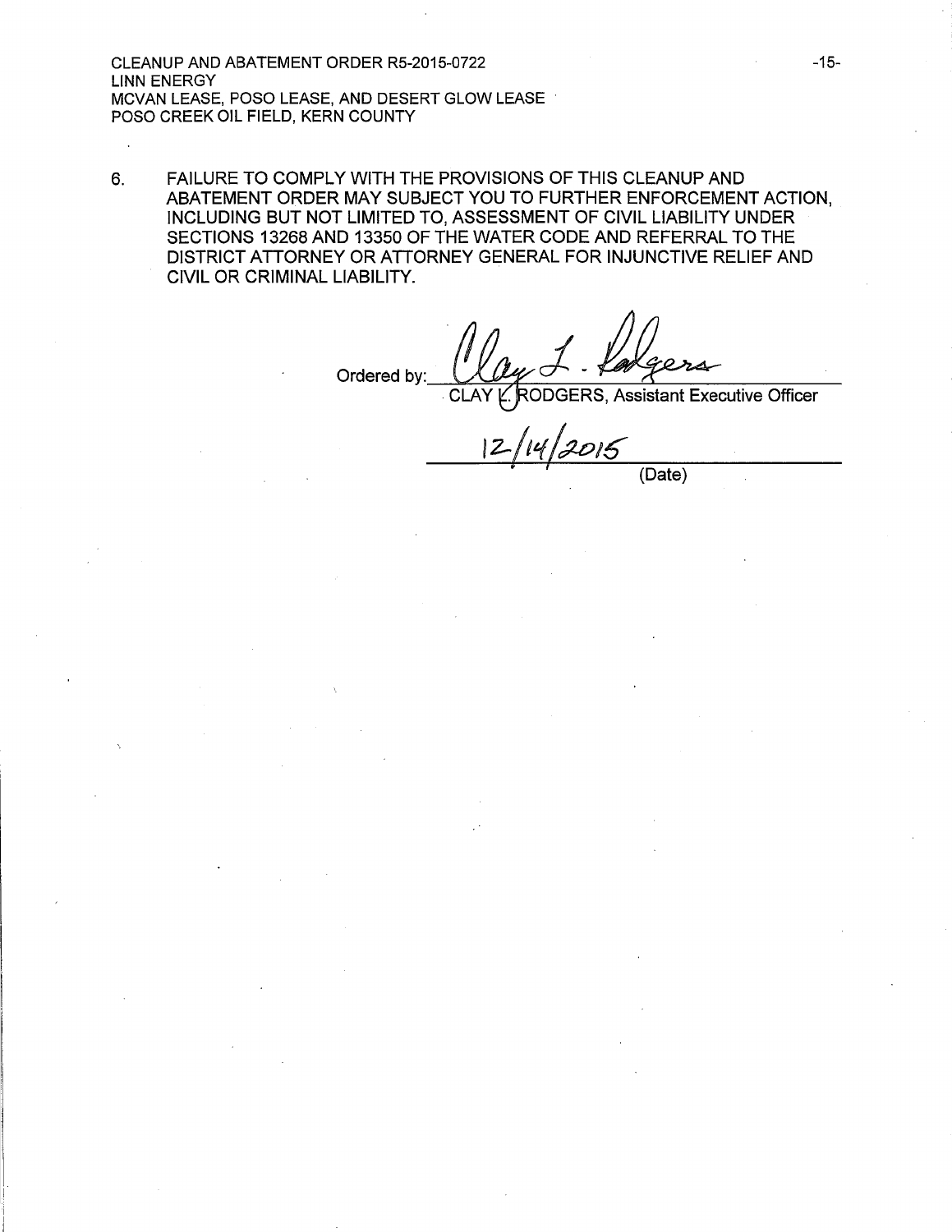6. FAILURE TO COMPLY WITH THE PROVISIONS OF THIS CLEANUP AND ABATEMENT ORDER MAY SUBJECT YOU TO FURTHER ENFORCEMENT ACTION, INCLUDING BUT NOT LIMITED TO, ASSESSMENT OF CIVIL LIABILITY UNDER SECTIONS 13268 AND 13350 OF THE WATER CODE AND REFERRAL TO THE DISTRICT ATTORNEY OR ATTORNEY GENERAL FOR INJUNCTIVE RELIEF AND CIVIL OR CRIMINAL LIABILITY.

Ordered by: *Clay L. Rodgers*

CLAY L. RODGERS, Assistant Executive Officer

12/14/2015

(Date)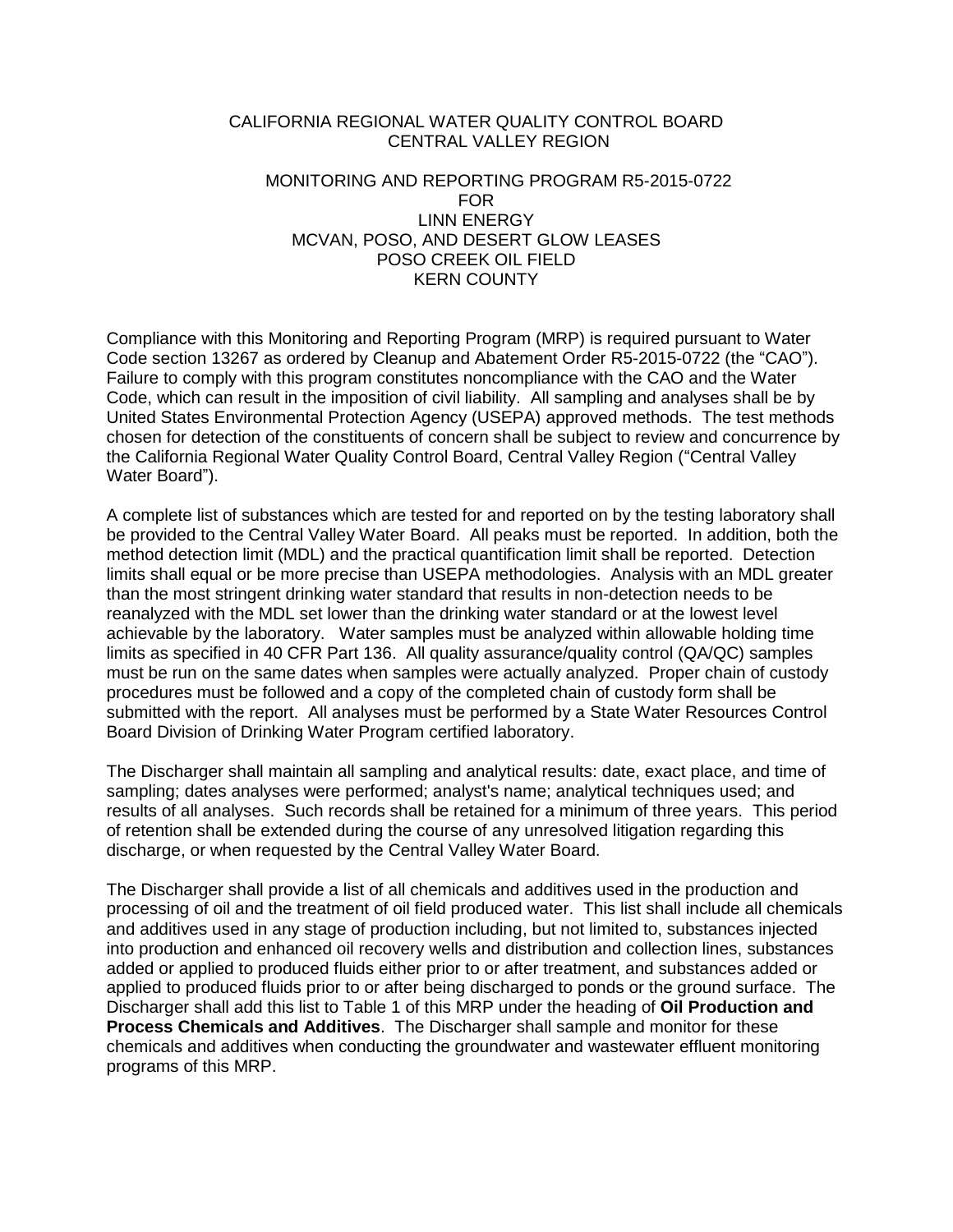CALIFORNIA REGIONAL WATER QUALITY CONTROL BOARD
CENTRAL VALLEY REGION

MONITORING AND REPORTING PROGRAM R5-2015-0722
FOR
LINN ENERGY
MCVAN, POSO, AND DESERT GLOW LEASES
POSO CREEK OIL FIELD
KERN COUNTY

Compliance with this Monitoring and Reporting Program (MRP) is required pursuant to Water Code section 13267 as ordered by Cleanup and Abatement Order R5-2015-0722 (the "CAO"). Failure to comply with this program constitutes noncompliance with the CAO and the Water Code, which can result in the imposition of civil liability. All sampling and analyses shall be by United States Environmental Protection Agency (USEPA) approved methods. The test methods chosen for detection of the constituents of concern shall be subject to review and concurrence by the California Regional Water Quality Control Board, Central Valley Region ("Central Valley Water Board").

A complete list of substances which are tested for and reported on by the testing laboratory shall be provided to the Central Valley Water Board. All peaks must be reported. In addition, both the method detection limit (MDL) and the practical quantification limit shall be reported. Detection limits shall equal or be more precise than USEPA methodologies. Analysis with an MDL greater than the most stringent drinking water standard that results in non-detection needs to be reanalyzed with the MDL set lower than the drinking water standard or at the lowest level achievable by the laboratory. Water samples must be analyzed within allowable holding time limits as specified in 40 CFR Part 136. All quality assurance/quality control (QA/QC) samples must be run on the same dates when samples were actually analyzed. Proper chain of custody procedures must be followed and a copy of the completed chain of custody form shall be submitted with the report. All analyses must be performed by a State Water Resources Control Board Division of Drinking Water Program certified laboratory.

The Discharger shall maintain all sampling and analytical results: date, exact place, and time of sampling; dates analyses were performed; analyst's name; analytical techniques used; and results of all analyses. Such records shall be retained for a minimum of three years. This period of retention shall be extended during the course of any unresolved litigation regarding this discharge, or when requested by the Central Valley Water Board.

The Discharger shall provide a list of all chemicals and additives used in the production and processing of oil and the treatment of oil field produced water. This list shall include all chemicals and additives used in any stage of production including, but not limited to, substances injected into production and enhanced oil recovery wells and distribution and collection lines, substances added or applied to produced fluids either prior to or after treatment, and substances added or applied to produced fluids prior to or after being discharged to ponds or the ground surface. The Discharger shall add this list to Table 1 of this MRP under the heading of **Oil Production and Process Chemicals and Additives**. The Discharger shall sample and monitor for these chemicals and additives when conducting the groundwater and wastewater effluent monitoring programs of this MRP.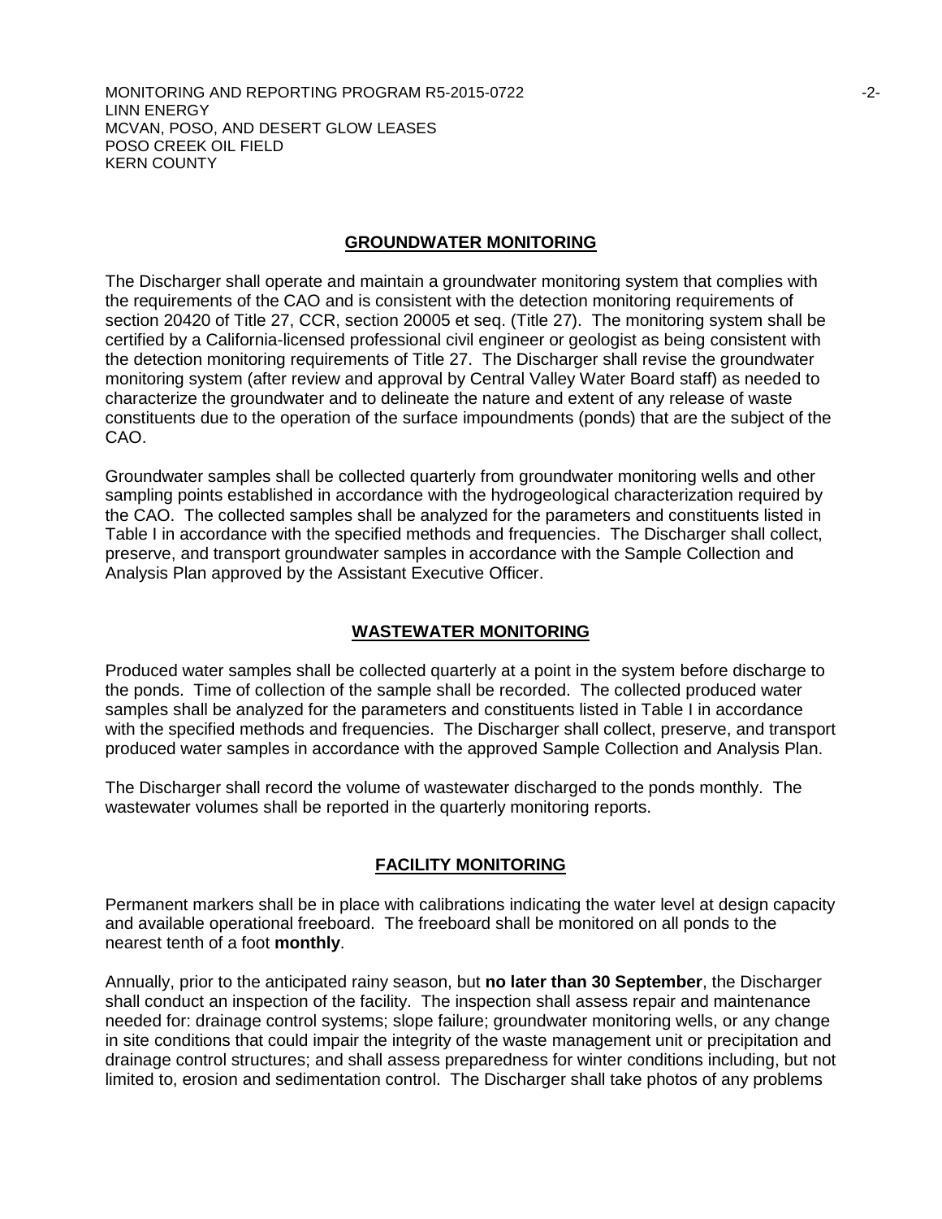## GROUNDWATER MONITORING

The Discharger shall operate and maintain a groundwater monitoring system that complies with the requirements of the CAO and is consistent with the detection monitoring requirements of section 20420 of Title 27, CCR, section 20005 et seq. (Title 27). The monitoring system shall be certified by a California-licensed professional civil engineer or geologist as being consistent with the detection monitoring requirements of Title 27. The Discharger shall revise the groundwater monitoring system (after review and approval by Central Valley Water Board staff) as needed to characterize the groundwater and to delineate the nature and extent of any release of waste constituents due to the operation of the surface impoundments (ponds) that are the subject of the CAO.

Groundwater samples shall be collected quarterly from groundwater monitoring wells and other sampling points established in accordance with the hydrogeological characterization required by the CAO. The collected samples shall be analyzed for the parameters and constituents listed in Table I in accordance with the specified methods and frequencies. The Discharger shall collect, preserve, and transport groundwater samples in accordance with the Sample Collection and Analysis Plan approved by the Assistant Executive Officer.

## WASTEWATER MONITORING

Produced water samples shall be collected quarterly at a point in the system before discharge to the ponds. Time of collection of the sample shall be recorded. The collected produced water samples shall be analyzed for the parameters and constituents listed in Table I in accordance with the specified methods and frequencies. The Discharger shall collect, preserve, and transport produced water samples in accordance with the approved Sample Collection and Analysis Plan.

The Discharger shall record the volume of wastewater discharged to the ponds monthly. The wastewater volumes shall be reported in the quarterly monitoring reports.

## FACILITY MONITORING

Permanent markers shall be in place with calibrations indicating the water level at design capacity and available operational freeboard. The freeboard shall be monitored on all ponds to the nearest tenth of a foot **monthly**.

Annually, prior to the anticipated rainy season, but **no later than 30 September**, the Discharger shall conduct an inspection of the facility. The inspection shall assess repair and maintenance needed for: drainage control systems; slope failure; groundwater monitoring wells, or any change in site conditions that could impair the integrity of the waste management unit or precipitation and drainage control structures; and shall assess preparedness for winter conditions including, but not limited to, erosion and sedimentation control. The Discharger shall take photos of any problems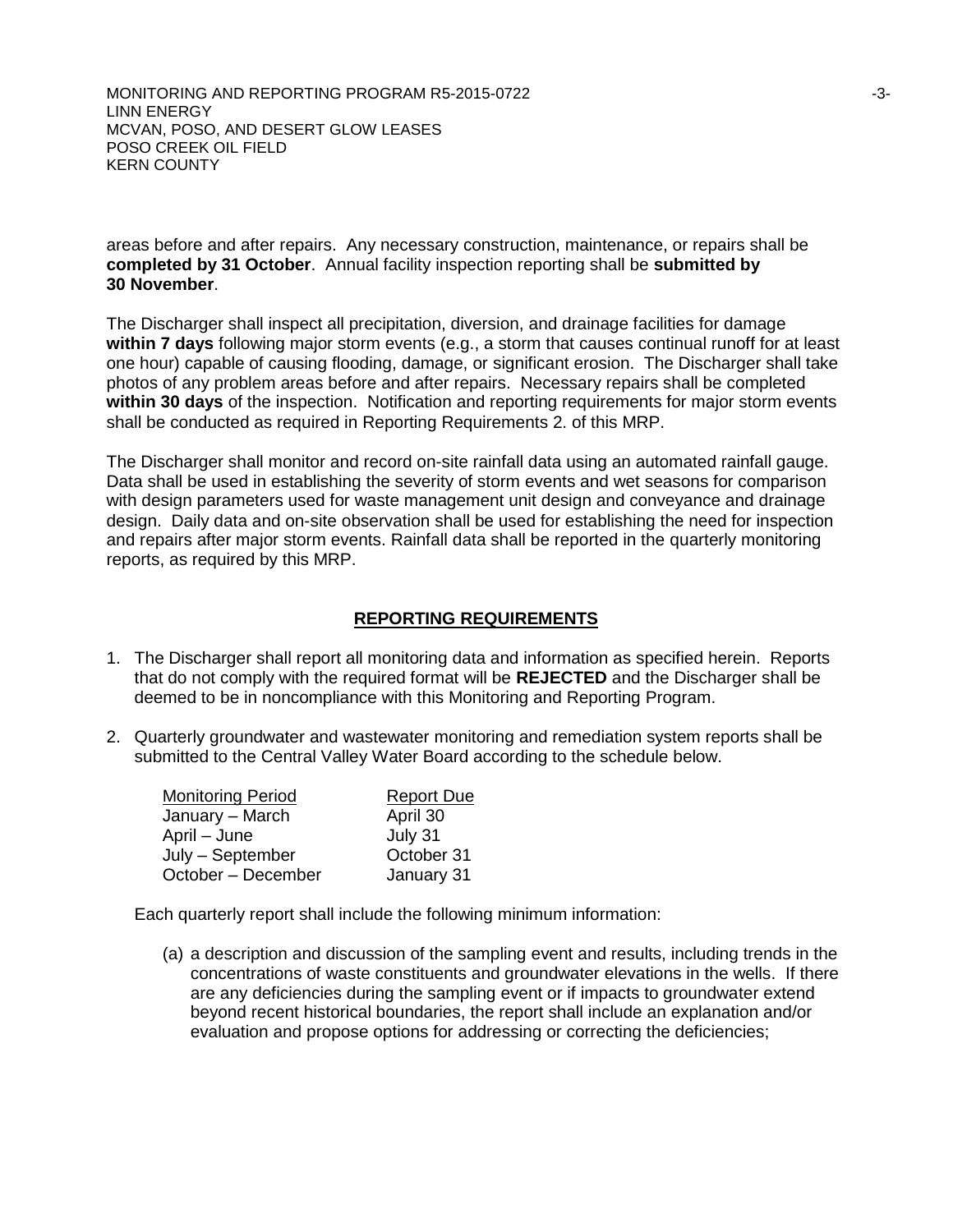areas before and after repairs. Any necessary construction, maintenance, or repairs shall be **completed by 31 October**. Annual facility inspection reporting shall be **submitted by 30 November**.

The Discharger shall inspect all precipitation, diversion, and drainage facilities for damage **within 7 days** following major storm events (e.g., a storm that causes continual runoff for at least one hour) capable of causing flooding, damage, or significant erosion. The Discharger shall take photos of any problem areas before and after repairs. Necessary repairs shall be completed **within 30 days** of the inspection. Notification and reporting requirements for major storm events shall be conducted as required in Reporting Requirements 2. of this MRP.

The Discharger shall monitor and record on-site rainfall data using an automated rainfall gauge. Data shall be used in establishing the severity of storm events and wet seasons for comparison with design parameters used for waste management unit design and conveyance and drainage design. Daily data and on-site observation shall be used for establishing the need for inspection and repairs after major storm events. Rainfall data shall be reported in the quarterly monitoring reports, as required by this MRP.

## REPORTING REQUIREMENTS

1. The Discharger shall report all monitoring data and information as specified herein. Reports that do not comply with the required format will be **REJECTED** and the Discharger shall be deemed to be in noncompliance with this Monitoring and Reporting Program.

2. Quarterly groundwater and wastewater monitoring and remediation system reports shall be submitted to the Central Valley Water Board according to the schedule below.

| Monitoring Period | Report Due |
|---|---|
| January – March | April 30 |
| April – June | July 31 |
| July – September | October 31 |
| October – December | January 31 |

Each quarterly report shall include the following minimum information:

(a) a description and discussion of the sampling event and results, including trends in the concentrations of waste constituents and groundwater elevations in the wells. If there are any deficiencies during the sampling event or if impacts to groundwater extend beyond recent historical boundaries, the report shall include an explanation and/or evaluation and propose options for addressing or correcting the deficiencies;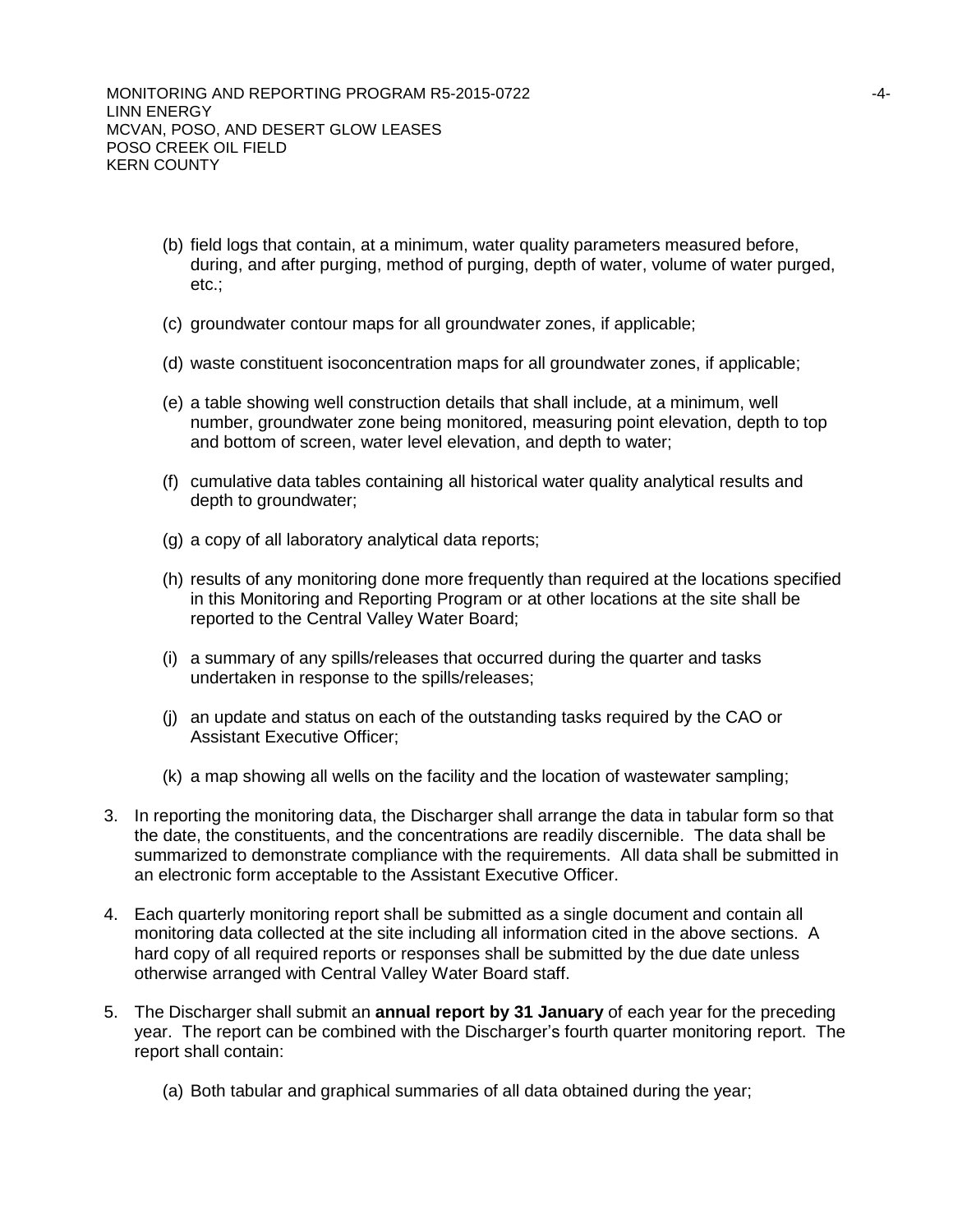(b) field logs that contain, at a minimum, water quality parameters measured before, during, and after purging, method of purging, depth of water, volume of water purged, etc.;

(c) groundwater contour maps for all groundwater zones, if applicable;

(d) waste constituent isoconcentration maps for all groundwater zones, if applicable;

(e) a table showing well construction details that shall include, at a minimum, well number, groundwater zone being monitored, measuring point elevation, depth to top and bottom of screen, water level elevation, and depth to water;

(f) cumulative data tables containing all historical water quality analytical results and depth to groundwater;

(g) a copy of all laboratory analytical data reports;

(h) results of any monitoring done more frequently than required at the locations specified in this Monitoring and Reporting Program or at other locations at the site shall be reported to the Central Valley Water Board;

(i) a summary of any spills/releases that occurred during the quarter and tasks undertaken in response to the spills/releases;

(j) an update and status on each of the outstanding tasks required by the CAO or Assistant Executive Officer;

(k) a map showing all wells on the facility and the location of wastewater sampling;

3. In reporting the monitoring data, the Discharger shall arrange the data in tabular form so that the date, the constituents, and the concentrations are readily discernible. The data shall be summarized to demonstrate compliance with the requirements. All data shall be submitted in an electronic form acceptable to the Assistant Executive Officer.

4. Each quarterly monitoring report shall be submitted as a single document and contain all monitoring data collected at the site including all information cited in the above sections. A hard copy of all required reports or responses shall be submitted by the due date unless otherwise arranged with Central Valley Water Board staff.

5. The Discharger shall submit an **annual report by 31 January** of each year for the preceding year. The report can be combined with the Discharger's fourth quarter monitoring report. The report shall contain:

   (a) Both tabular and graphical summaries of all data obtained during the year;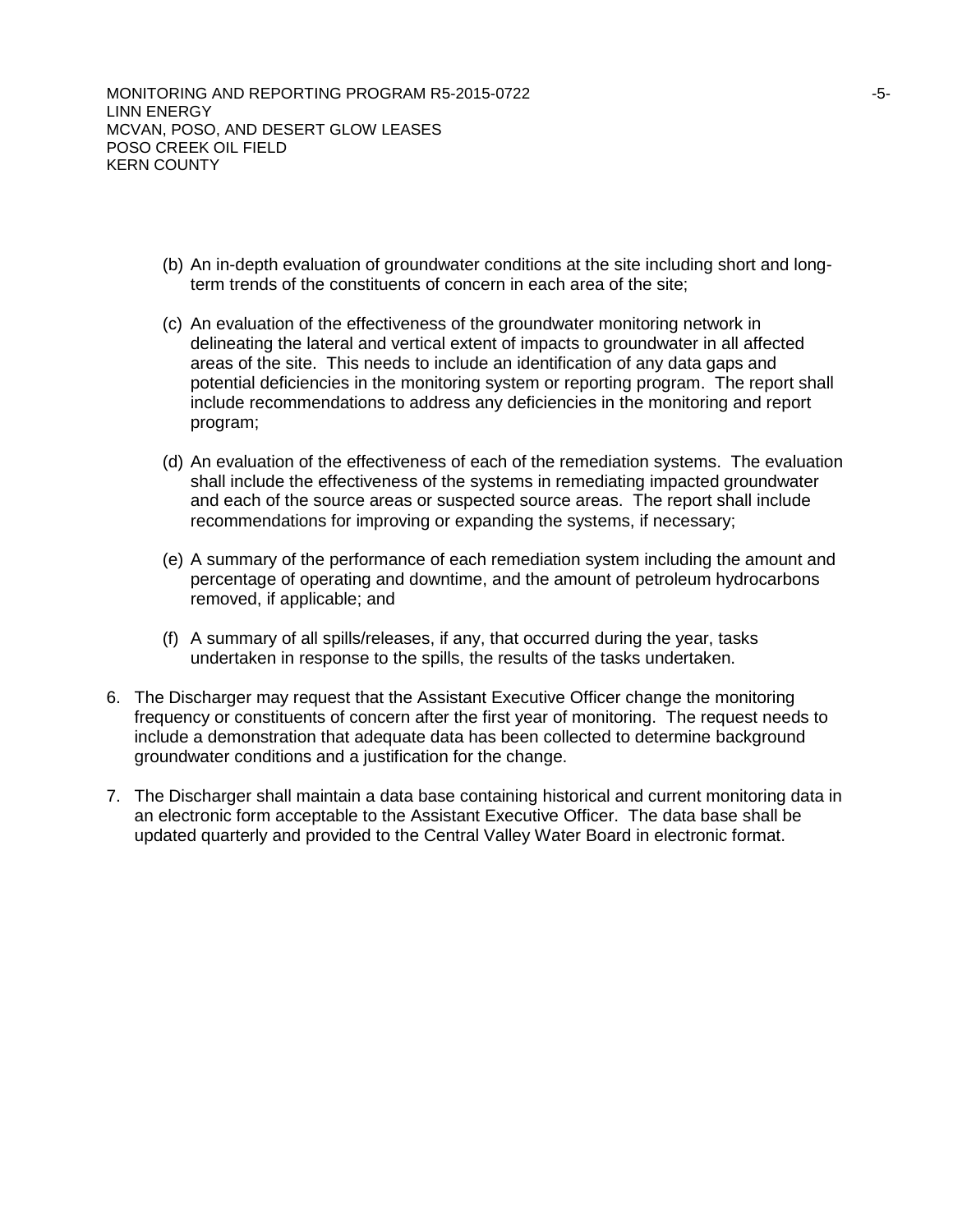(b) An in-depth evaluation of groundwater conditions at the site including short and long-term trends of the constituents of concern in each area of the site;

(c) An evaluation of the effectiveness of the groundwater monitoring network in delineating the lateral and vertical extent of impacts to groundwater in all affected areas of the site. This needs to include an identification of any data gaps and potential deficiencies in the monitoring system or reporting program. The report shall include recommendations to address any deficiencies in the monitoring and report program;

(d) An evaluation of the effectiveness of each of the remediation systems. The evaluation shall include the effectiveness of the systems in remediating impacted groundwater and each of the source areas or suspected source areas. The report shall include recommendations for improving or expanding the systems, if necessary;

(e) A summary of the performance of each remediation system including the amount and percentage of operating and downtime, and the amount of petroleum hydrocarbons removed, if applicable; and

(f) A summary of all spills/releases, if any, that occurred during the year, tasks undertaken in response to the spills, the results of the tasks undertaken.

6. The Discharger may request that the Assistant Executive Officer change the monitoring frequency or constituents of concern after the first year of monitoring. The request needs to include a demonstration that adequate data has been collected to determine background groundwater conditions and a justification for the change.

7. The Discharger shall maintain a data base containing historical and current monitoring data in an electronic form acceptable to the Assistant Executive Officer. The data base shall be updated quarterly and provided to the Central Valley Water Board in electronic format.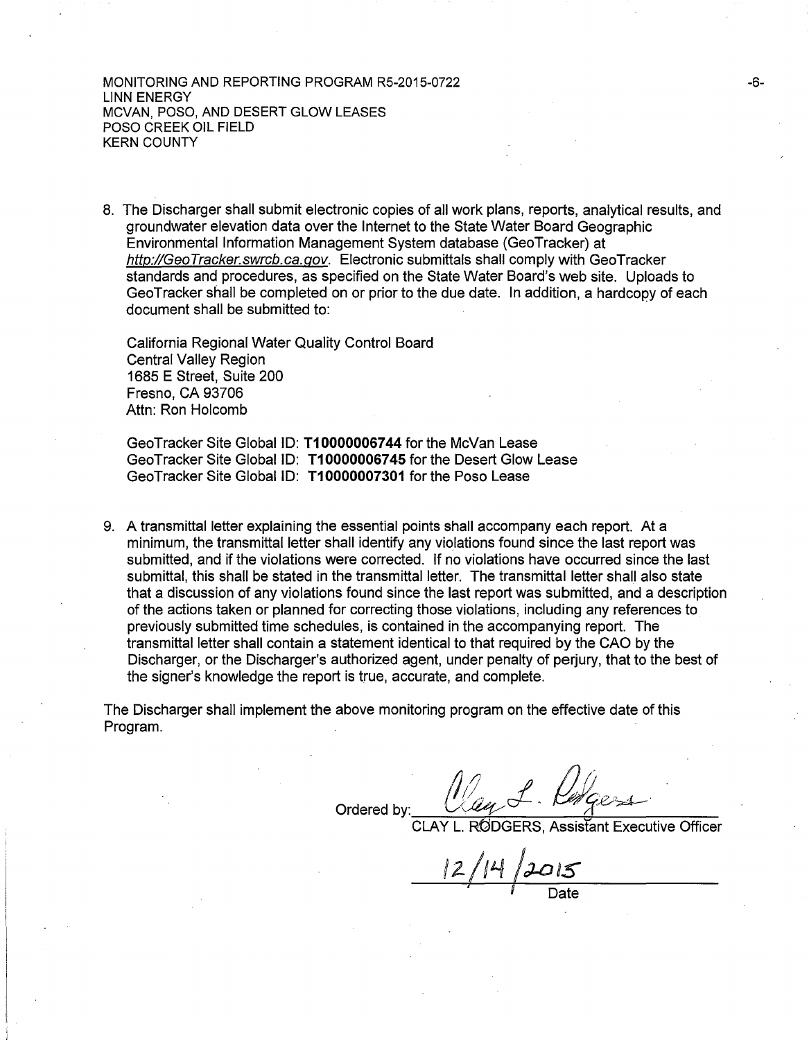8. The Discharger shall submit electronic copies of all work plans, reports, analytical results, and groundwater elevation data over the Internet to the State Water Board Geographic Environmental Information Management System database (GeoTracker) at *http://GeoTracker.swrcb.ca.gov*. Electronic submittals shall comply with GeoTracker standards and procedures, as specified on the State Water Board's web site. Uploads to GeoTracker shall be completed on or prior to the due date. In addition, a hardcopy of each document shall be submitted to:

   California Regional Water Quality Control Board
   Central Valley Region
   1685 E Street, Suite 200
   Fresno, CA 93706
   Attn: Ron Holcomb

   GeoTracker Site Global ID: **T10000006744** for the McVan Lease
   GeoTracker Site Global ID: **T10000006745** for the Desert Glow Lease
   GeoTracker Site Global ID: **T10000007301** for the Poso Lease

9. A transmittal letter explaining the essential points shall accompany each report. At a minimum, the transmittal letter shall identify any violations found since the last report was submitted, and if the violations were corrected. If no violations have occurred since the last submittal, this shall be stated in the transmittal letter. The transmittal letter shall also state that a discussion of any violations found since the last report was submitted, and a description of the actions taken or planned for correcting those violations, including any references to previously submitted time schedules, is contained in the accompanying report. The transmittal letter shall contain a statement identical to that required by the CAO by the Discharger, or the Discharger's authorized agent, under penalty of perjury, that to the best of the signer's knowledge the report is true, accurate, and complete.

The Discharger shall implement the above monitoring program on the effective date of this Program.

Ordered by: *Clay L. Rodgers*
CLAY L. RODGERS, Assistant Executive Officer

12/14/2015
Date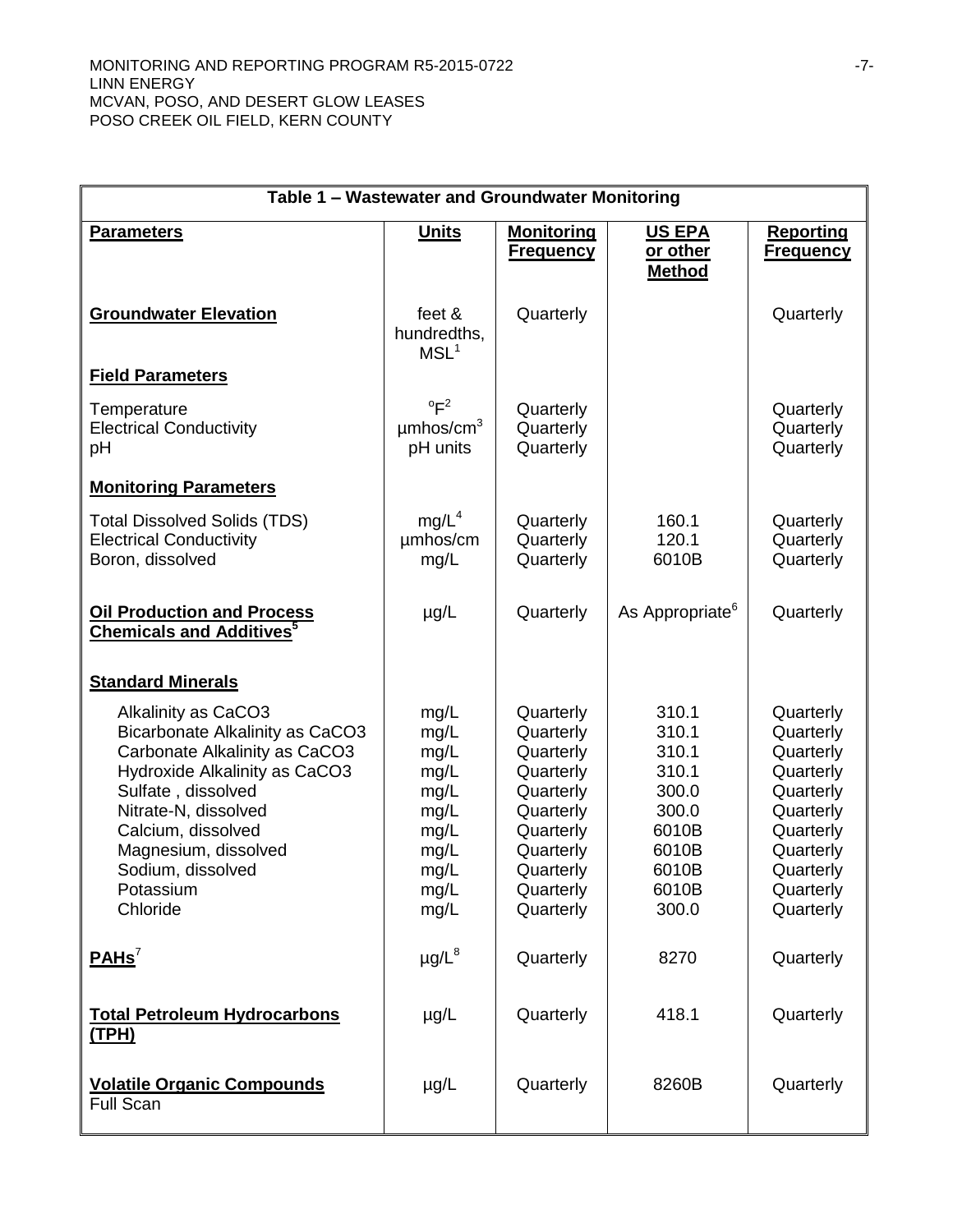| Table 1 – Wastewater and Groundwater Monitoring | | | | |
|---|---|---|---|---|
| **Parameters** | **Units** | **Monitoring Frequency** | **US EPA or other Method** | **Reporting Frequency** |
| **Groundwater Elevation** | feet & hundredths, MSL[1] | Quarterly | | Quarterly |
| **Field Parameters** | | | | |
| Temperature | °F[2] | Quarterly | | Quarterly |
| Electrical Conductivity | µmhos/cm[3] | Quarterly | | Quarterly |
| pH | pH units | Quarterly | | Quarterly |
| **Monitoring Parameters** | | | | |
| Total Dissolved Solids (TDS) | mg/L[4] | Quarterly | 160.1 | Quarterly |
| Electrical Conductivity | µmhos/cm | Quarterly | 120.1 | Quarterly |
| Boron, dissolved | mg/L | Quarterly | 6010B | Quarterly |
| **Oil Production and Process Chemicals and Additives[5]** | µg/L | Quarterly | As Appropriate[6] | Quarterly |
| **Standard Minerals** | | | | |
| Alkalinity as CaCO3 | mg/L | Quarterly | 310.1 | Quarterly |
| Bicarbonate Alkalinity as CaCO3 | mg/L | Quarterly | 310.1 | Quarterly |
| Carbonate Alkalinity as CaCO3 | mg/L | Quarterly | 310.1 | Quarterly |
| Hydroxide Alkalinity as CaCO3 | mg/L | Quarterly | 310.1 | Quarterly |
| Sulfate , dissolved | mg/L | Quarterly | 300.0 | Quarterly |
| Nitrate-N, dissolved | mg/L | Quarterly | 300.0 | Quarterly |
| Calcium, dissolved | mg/L | Quarterly | 6010B | Quarterly |
| Magnesium, dissolved | mg/L | Quarterly | 6010B | Quarterly |
| Sodium, dissolved | mg/L | Quarterly | 6010B | Quarterly |
| Potassium | mg/L | Quarterly | 6010B | Quarterly |
| Chloride | mg/L | Quarterly | 300.0 | Quarterly |
| **PAHs[7]** | µg/L[8] | Quarterly | 8270 | Quarterly |
| **Total Petroleum Hydrocarbons (TPH)** | µg/L | Quarterly | 418.1 | Quarterly |
| **Volatile Organic Compounds** Full Scan | µg/L | Quarterly | 8260B | Quarterly |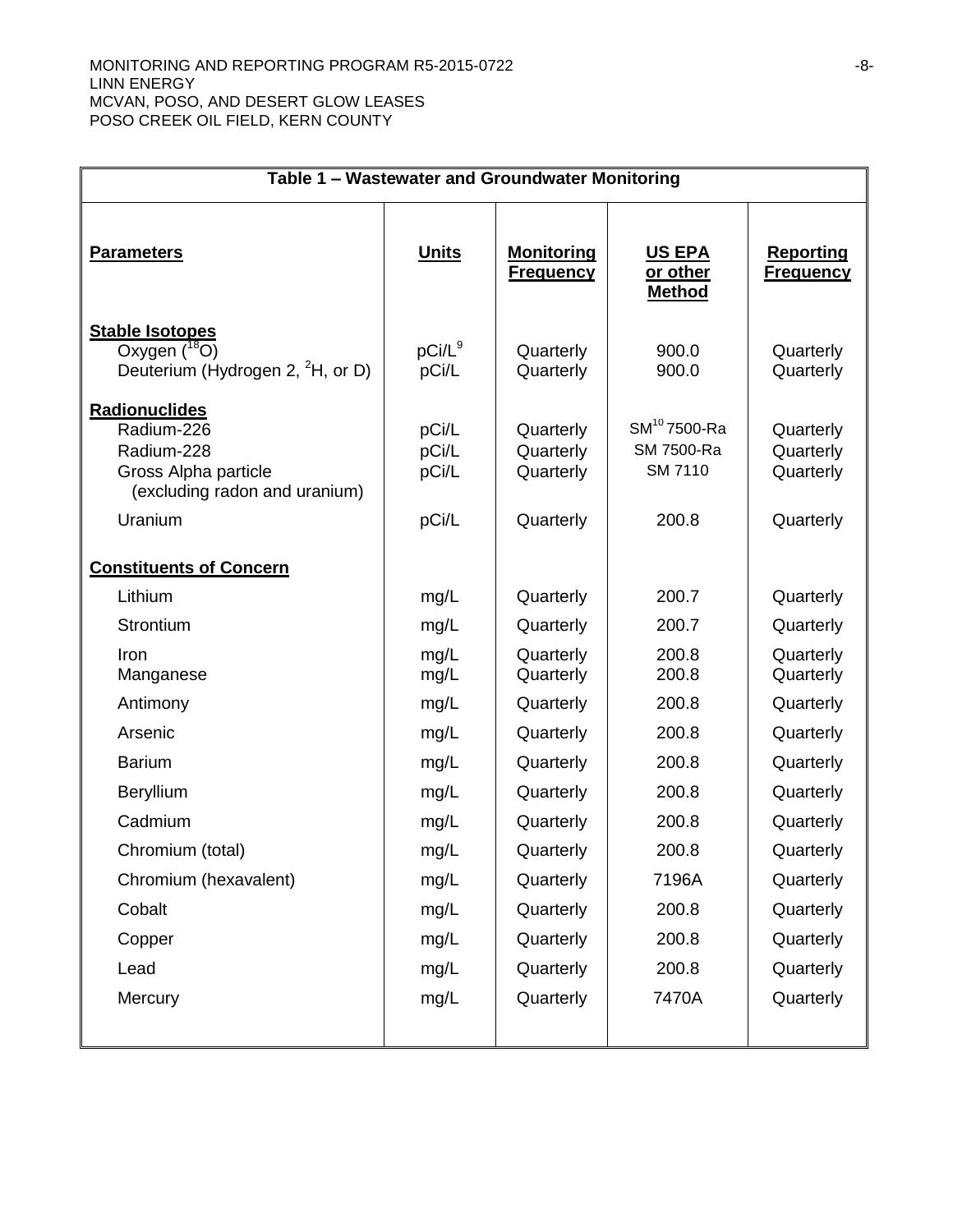| Table 1 – Wastewater and Groundwater Monitoring | | | | |
|---|---|---|---|---|
| **Parameters** | **Units** | **Monitoring Frequency** | **US EPA or other Method** | **Reporting Frequency** |
| **Stable Isotopes** | | | | |
| Oxygen ($^{18}O$) | pCi/L[9] | Quarterly | 900.0 | Quarterly |
| Deuterium (Hydrogen 2, $^{2}H$, or D) | pCi/L | Quarterly | 900.0 | Quarterly |
| **Radionuclides** | | | | |
| Radium-226 | pCi/L | Quarterly | SM[10] 7500-Ra | Quarterly |
| Radium-228 | pCi/L | Quarterly | SM 7500-Ra | Quarterly |
| Gross Alpha particle (excluding radon and uranium) | pCi/L | Quarterly | SM 7110 | Quarterly |
| Uranium | pCi/L | Quarterly | 200.8 | Quarterly |
| **Constituents of Concern** | | | | |
| Lithium | mg/L | Quarterly | 200.7 | Quarterly |
| Strontium | mg/L | Quarterly | 200.7 | Quarterly |
| Iron | mg/L | Quarterly | 200.8 | Quarterly |
| Manganese | mg/L | Quarterly | 200.8 | Quarterly |
| Antimony | mg/L | Quarterly | 200.8 | Quarterly |
| Arsenic | mg/L | Quarterly | 200.8 | Quarterly |
| Barium | mg/L | Quarterly | 200.8 | Quarterly |
| Beryllium | mg/L | Quarterly | 200.8 | Quarterly |
| Cadmium | mg/L | Quarterly | 200.8 | Quarterly |
| Chromium (total) | mg/L | Quarterly | 200.8 | Quarterly |
| Chromium (hexavalent) | mg/L | Quarterly | 7196A | Quarterly |
| Cobalt | mg/L | Quarterly | 200.8 | Quarterly |
| Copper | mg/L | Quarterly | 200.8 | Quarterly |
| Lead | mg/L | Quarterly | 200.8 | Quarterly |
| Mercury | mg/L | Quarterly | 7470A | Quarterly |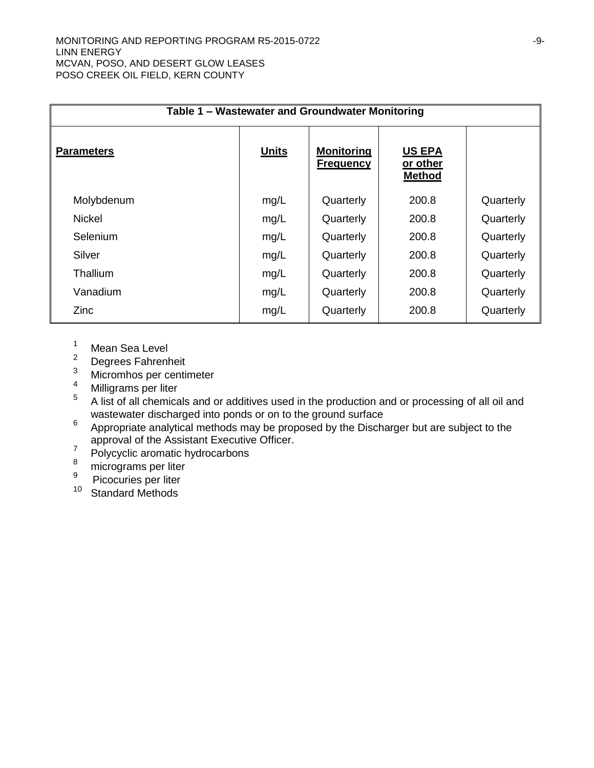| Table 1 – Wastewater and Groundwater Monitoring | | | | |
|---|---|---|---|---|
| **Parameters** | **Units** | **Monitoring Frequency** | **US EPA or other Method** | |
| Molybdenum | mg/L | Quarterly | 200.8 | Quarterly |
| Nickel | mg/L | Quarterly | 200.8 | Quarterly |
| Selenium | mg/L | Quarterly | 200.8 | Quarterly |
| Silver | mg/L | Quarterly | 200.8 | Quarterly |
| Thallium | mg/L | Quarterly | 200.8 | Quarterly |
| Vanadium | mg/L | Quarterly | 200.8 | Quarterly |
| Zinc | mg/L | Quarterly | 200.8 | Quarterly |

[1] Mean Sea Level
[2] Degrees Fahrenheit
[3] Micromhos per centimeter
[4] Milligrams per liter
[5] A list of all chemicals and or additives used in the production and or processing of all oil and wastewater discharged into ponds or on to the ground surface
[6] Appropriate analytical methods may be proposed by the Discharger but are subject to the approval of the Assistant Executive Officer.
[7] Polycyclic aromatic hydrocarbons
[8] micrograms per liter
[9] Picocuries per liter
[10] Standard Methods